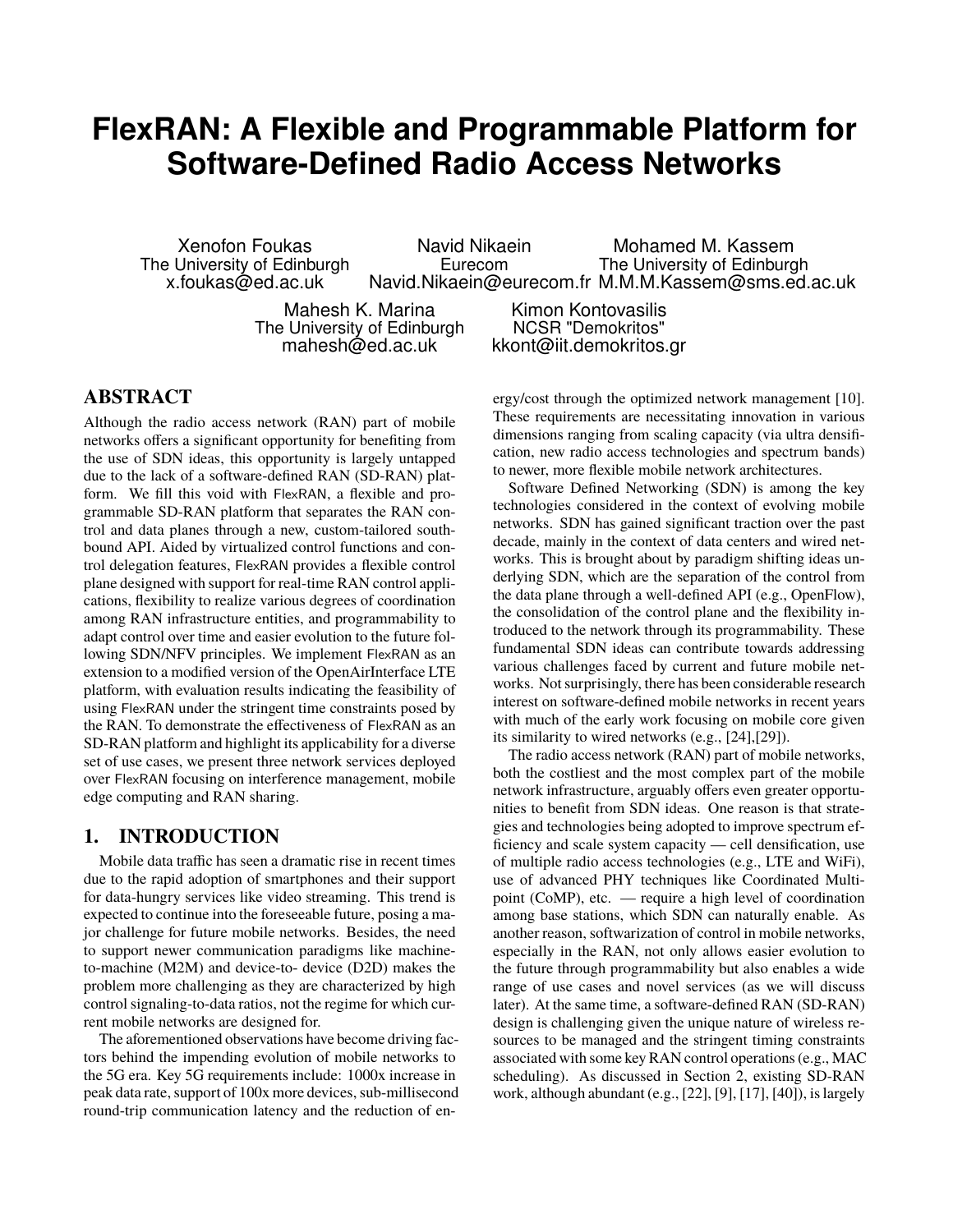# FlexRAN: A Flexible and Programmable Platform for Software-Defined Radio Access Networks

Xenofon Foukas
The University of Edinburgh
x.foukas@ed.ac.uk

Navid Nikaein
Eurecom
Navid.Nikaein@eurecom.fr

Mohamed M. Kassem
The University of Edinburgh
M.M.M.Kassem@sms.ed.ac.uk

Mahesh K. Marina
The University of Edinburgh
mahesh@ed.ac.uk

Kimon Kontovasilis
NCSR "Demokritos"
kkont@iit.demokritos.gr

## ABSTRACT

Although the radio access network (RAN) part of mobile networks offers a significant opportunity for benefiting from the use of SDN ideas, this opportunity is largely untapped due to the lack of a software-defined RAN (SD-RAN) platform. We fill this void with FlexRAN, a flexible and programmable SD-RAN platform that separates the RAN control and data planes through a new, custom-tailored southbound API. Aided by virtualized control functions and control delegation features, FlexRAN provides a flexible control plane designed with support for real-time RAN control applications, flexibility to realize various degrees of coordination among RAN infrastructure entities, and programmability to adapt control over time and easier evolution to the future following SDN/NFV principles. We implement FlexRAN as an extension to a modified version of the OpenAirInterface LTE platform, with evaluation results indicating the feasibility of using FlexRAN under the stringent time constraints posed by the RAN. To demonstrate the effectiveness of FlexRAN as an SD-RAN platform and highlight its applicability for a diverse set of use cases, we present three network services deployed over FlexRAN focusing on interference management, mobile edge computing and RAN sharing.

## 1. INTRODUCTION

Mobile data traffic has seen a dramatic rise in recent times due to the rapid adoption of smartphones and their support for data-hungry services like video streaming. This trend is expected to continue into the foreseeable future, posing a major challenge for future mobile networks. Besides, the need to support newer communication paradigms like machine-to-machine (M2M) and device-to- device (D2D) makes the problem more challenging as they are characterized by high control signaling-to-data ratios, not the regime for which current mobile networks are designed for.

The aforementioned observations have become driving factors behind the impending evolution of mobile networks to the 5G era. Key 5G requirements include: 1000x increase in peak data rate, support of 100x more devices, sub-millisecond round-trip communication latency and the reduction of energy/cost through the optimized network management [10]. These requirements are necessitating innovation in various dimensions ranging from scaling capacity (via ultra densification, new radio access technologies and spectrum bands) to newer, more flexible mobile network architectures.

Software Defined Networking (SDN) is among the key technologies considered in the context of evolving mobile networks. SDN has gained significant traction over the past decade, mainly in the context of data centers and wired networks. This is brought about by paradigm shifting ideas underlying SDN, which are the separation of the control from the data plane through a well-defined API (e.g., OpenFlow), the consolidation of the control plane and the flexibility introduced to the network through its programmability. These fundamental SDN ideas can contribute towards addressing various challenges faced by current and future mobile networks. Not surprisingly, there has been considerable research interest on software-defined mobile networks in recent years with much of the early work focusing on mobile core given its similarity to wired networks (e.g., [24],[29]).

The radio access network (RAN) part of mobile networks, both the costliest and the most complex part of the mobile network infrastructure, arguably offers even greater opportunities to benefit from SDN ideas. One reason is that strategies and technologies being adopted to improve spectrum efficiency and scale system capacity — cell densification, use of multiple radio access technologies (e.g., LTE and WiFi), use of advanced PHY techniques like Coordinated Multipoint (CoMP), etc. — require a high level of coordination among base stations, which SDN can naturally enable. As another reason, softwarization of control in mobile networks, especially in the RAN, not only allows easier evolution to the future through programmability but also enables a wide range of use cases and novel services (as we will discuss later). At the same time, a software-defined RAN (SD-RAN) design is challenging given the unique nature of wireless resources to be managed and the stringent timing constraints associated with some key RAN control operations (e.g., MAC scheduling). As discussed in Section 2, existing SD-RAN work, although abundant (e.g., [22], [9], [17], [40]), is largely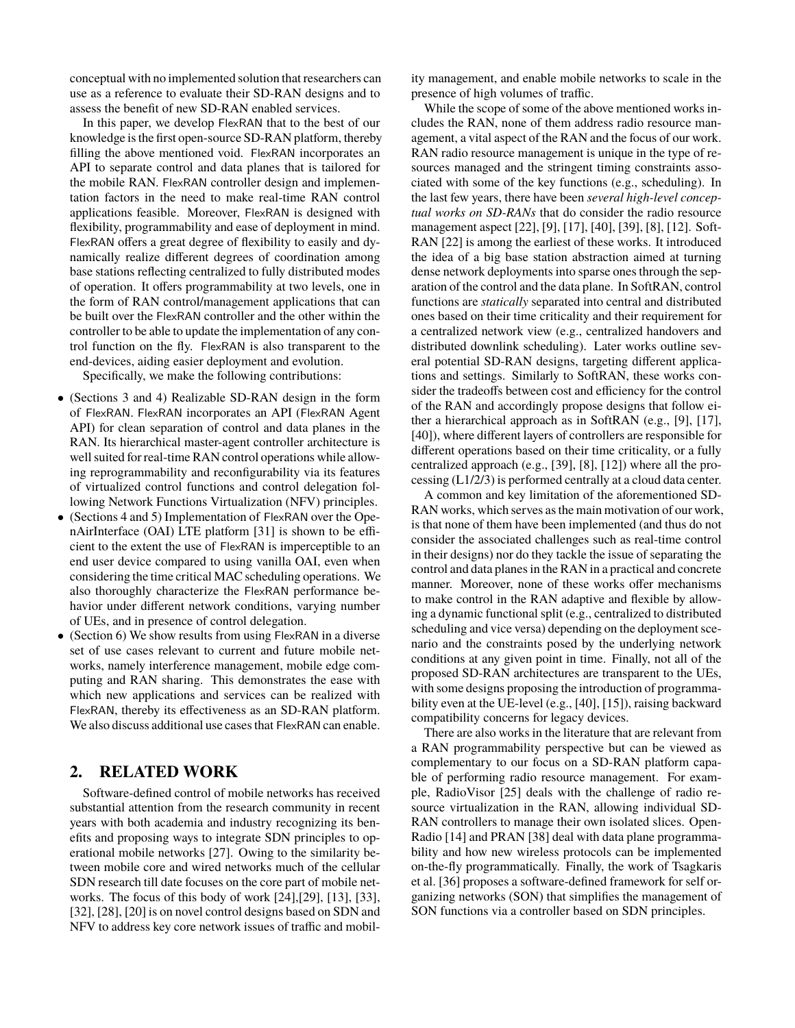conceptual with no implemented solution that researchers can use as a reference to evaluate their SD-RAN designs and to assess the benefit of new SD-RAN enabled services.

In this paper, we develop FlexRAN that to the best of our knowledge is the first open-source SD-RAN platform, thereby filling the above mentioned void. FlexRAN incorporates an API to separate control and data planes that is tailored for the mobile RAN. FlexRAN controller design and implementation factors in the need to make real-time RAN control applications feasible. Moreover, FlexRAN is designed with flexibility, programmability and ease of deployment in mind. FlexRAN offers a great degree of flexibility to easily and dynamically realize different degrees of coordination among base stations reflecting centralized to fully distributed modes of operation. It offers programmability at two levels, one in the form of RAN control/management applications that can be built over the FlexRAN controller and the other within the controller to be able to update the implementation of any control function on the fly. FlexRAN is also transparent to the end-devices, aiding easier deployment and evolution.

Specifically, we make the following contributions:

- (Sections 3 and 4) Realizable SD-RAN design in the form of FlexRAN. FlexRAN incorporates an API (FlexRAN Agent API) for clean separation of control and data planes in the RAN. Its hierarchical master-agent controller architecture is well suited for real-time RAN control operations while allowing reprogrammability and reconfigurability via its features of virtualized control functions and control delegation following Network Functions Virtualization (NFV) principles.
- (Sections 4 and 5) Implementation of FlexRAN over the OpenAirInterface (OAI) LTE platform [31] is shown to be efficient to the extent the use of FlexRAN is imperceptible to an end user device compared to using vanilla OAI, even when considering the time critical MAC scheduling operations. We also thoroughly characterize the FlexRAN performance behavior under different network conditions, varying number of UEs, and in presence of control delegation.
- (Section 6) We show results from using FlexRAN in a diverse set of use cases relevant to current and future mobile networks, namely interference management, mobile edge computing and RAN sharing. This demonstrates the ease with which new applications and services can be realized with FlexRAN, thereby its effectiveness as an SD-RAN platform. We also discuss additional use cases that FlexRAN can enable.

## 2. RELATED WORK

Software-defined control of mobile networks has received substantial attention from the research community in recent years with both academia and industry recognizing its benefits and proposing ways to integrate SDN principles to operational mobile networks [27]. Owing to the similarity between mobile core and wired networks much of the cellular SDN research till date focuses on the core part of mobile networks. The focus of this body of work [24],[29], [13], [33], [32], [28], [20] is on novel control designs based on SDN and NFV to address key core network issues of traffic and mobility management, and enable mobile networks to scale in the presence of high volumes of traffic.

While the scope of some of the above mentioned works includes the RAN, none of them address radio resource management, a vital aspect of the RAN and the focus of our work. RAN radio resource management is unique in the type of resources managed and the stringent timing constraints associated with some of the key functions (e.g., scheduling). In the last few years, there have been *several high-level conceptual works on SD-RANs* that do consider the radio resource management aspect [22], [9], [17], [40], [39], [8], [12]. SoftRAN [22] is among the earliest of these works. It introduced the idea of a big base station abstraction aimed at turning dense network deployments into sparse ones through the separation of the control and the data plane. In SoftRAN, control functions are *statically* separated into central and distributed ones based on their time criticality and their requirement for a centralized network view (e.g., centralized handovers and distributed downlink scheduling). Later works outline several potential SD-RAN designs, targeting different applications and settings. Similarly to SoftRAN, these works consider the tradeoffs between cost and efficiency for the control of the RAN and accordingly propose designs that follow either a hierarchical approach as in SoftRAN (e.g., [9], [17], [40]), where different layers of controllers are responsible for different operations based on their time criticality, or a fully centralized approach (e.g., [39], [8], [12]) where all the processing (L1/2/3) is performed centrally at a cloud data center.

A common and key limitation of the aforementioned SD-RAN works, which serves as the main motivation of our work, is that none of them have been implemented (and thus do not consider the associated challenges such as real-time control in their designs) nor do they tackle the issue of separating the control and data planes in the RAN in a practical and concrete manner. Moreover, none of these works offer mechanisms to make control in the RAN adaptive and flexible by allowing a dynamic functional split (e.g., centralized to distributed scheduling and vice versa) depending on the deployment scenario and the constraints posed by the underlying network conditions at any given point in time. Finally, not all of the proposed SD-RAN architectures are transparent to the UEs, with some designs proposing the introduction of programmability even at the UE-level (e.g., [40], [15]), raising backward compatibility concerns for legacy devices.

There are also works in the literature that are relevant from a RAN programmability perspective but can be viewed as complementary to our focus on a SD-RAN platform capable of performing radio resource management. For example, RadioVisor [25] deals with the challenge of radio resource virtualization in the RAN, allowing individual SD-RAN controllers to manage their own isolated slices. OpenRadio [14] and PRAN [38] deal with data plane programmability and how new wireless protocols can be implemented on-the-fly programmatically. Finally, the work of Tsagkaris et al. [36] proposes a software-defined framework for self organizing networks (SON) that simplifies the management of SON functions via a controller based on SDN principles.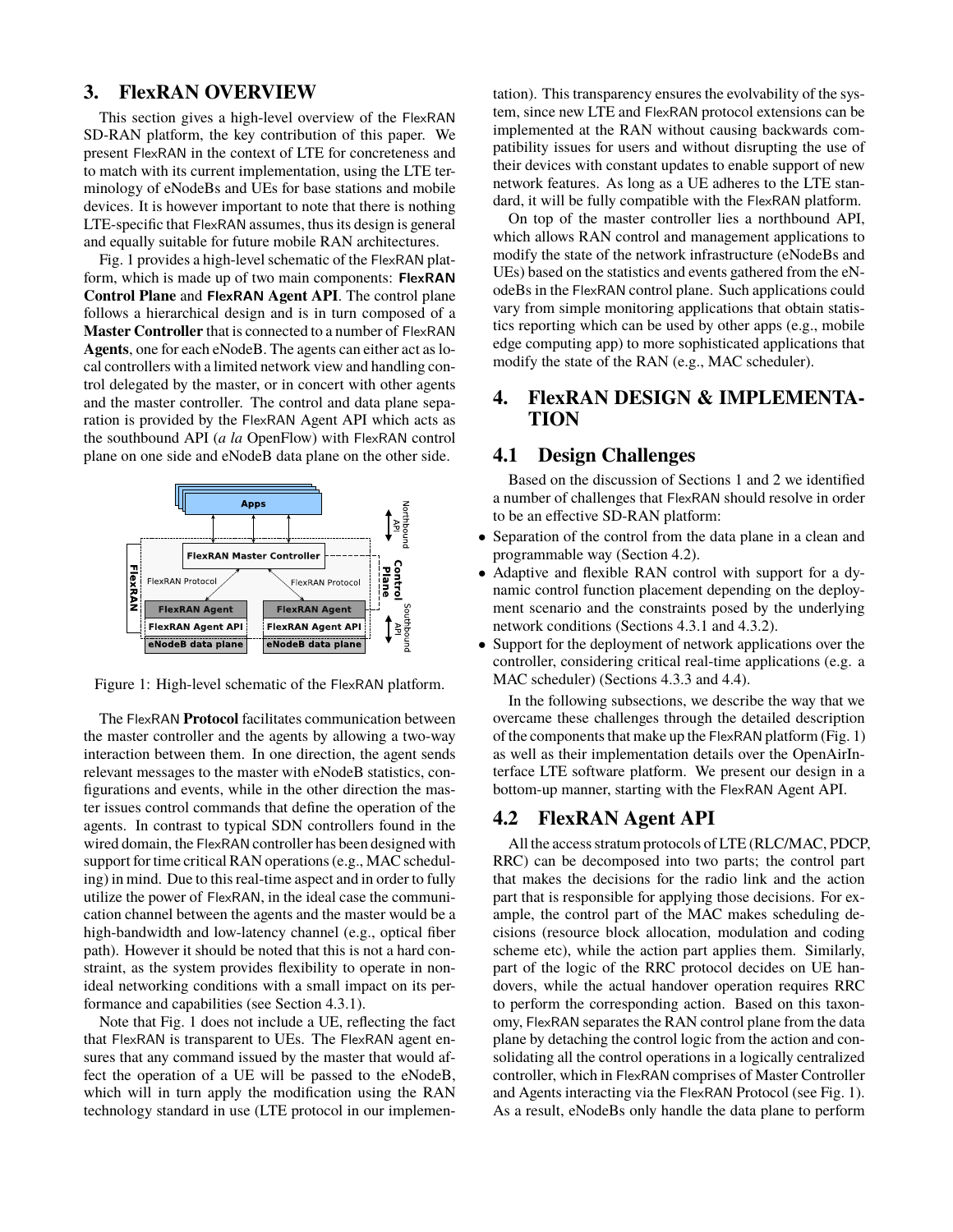## 3. FlexRAN OVERVIEW

This section gives a high-level overview of the FlexRAN SD-RAN platform, the key contribution of this paper. We present FlexRAN in the context of LTE for concreteness and to match with its current implementation, using the LTE terminology of eNodeBs and UEs for base stations and mobile devices. It is however important to note that there is nothing LTE-specific that FlexRAN assumes, thus its design is general and equally suitable for future mobile RAN architectures.

Fig. 1 provides a high-level schematic of the FlexRAN platform, which is made up of two main components: **FlexRAN Control Plane** and **FlexRAN Agent API**. The control plane follows a hierarchical design and is in turn composed of a **Master Controller** that is connected to a number of FlexRAN **Agents**, one for each eNodeB. The agents can either act as local controllers with a limited network view and handling control delegated by the master, or in concert with other agents and the master controller. The control and data plane separation is provided by the FlexRAN Agent API which acts as the southbound API (*a la* OpenFlow) with FlexRAN control plane on one side and eNodeB data plane on the other side.

Figure 1: High-level schematic of the FlexRAN platform.

The FlexRAN **Protocol** facilitates communication between the master controller and the agents by allowing a two-way interaction between them. In one direction, the agent sends relevant messages to the master with eNodeB statistics, configurations and events, while in the other direction the master issues control commands that define the operation of the agents. In contrast to typical SDN controllers found in the wired domain, the FlexRAN controller has been designed with support for time critical RAN operations (e.g., MAC scheduling) in mind. Due to this real-time aspect and in order to fully utilize the power of FlexRAN, in the ideal case the communication channel between the agents and the master would be a high-bandwidth and low-latency channel (e.g., optical fiber path). However it should be noted that this is not a hard constraint, as the system provides flexibility to operate in non-ideal networking conditions with a small impact on its performance and capabilities (see Section 4.3.1).

Note that Fig. 1 does not include a UE, reflecting the fact that FlexRAN is transparent to UEs. The FlexRAN agent ensures that any command issued by the master that would affect the operation of a UE will be passed to the eNodeB, which will in turn apply the modification using the RAN technology standard in use (LTE protocol in our implementation). This transparency ensures the evolvability of the system, since new LTE and FlexRAN protocol extensions can be implemented at the RAN without causing backwards compatibility issues for users and without disrupting the use of their devices with constant updates to enable support of new network features. As long as a UE adheres to the LTE standard, it will be fully compatible with the FlexRAN platform.

On top of the master controller lies a northbound API, which allows RAN control and management applications to modify the state of the network infrastructure (eNodeBs and UEs) based on the statistics and events gathered from the eNodeBs in the FlexRAN control plane. Such applications could vary from simple monitoring applications that obtain statistics reporting which can be used by other apps (e.g., mobile edge computing app) to more sophisticated applications that modify the state of the RAN (e.g., MAC scheduler).

## 4. FlexRAN DESIGN & IMPLEMENTATION

### 4.1 Design Challenges

Based on the discussion of Sections 1 and 2 we identified a number of challenges that FlexRAN should resolve in order to be an effective SD-RAN platform:

- Separation of the control from the data plane in a clean and programmable way (Section 4.2).
- Adaptive and flexible RAN control with support for a dynamic control function placement depending on the deployment scenario and the constraints posed by the underlying network conditions (Sections 4.3.1 and 4.3.2).
- Support for the deployment of network applications over the controller, considering critical real-time applications (e.g. a MAC scheduler) (Sections 4.3.3 and 4.4).

In the following subsections, we describe the way that we overcame these challenges through the detailed description of the components that make up the FlexRAN platform (Fig. 1) as well as their implementation details over the OpenAirInterface LTE software platform. We present our design in a bottom-up manner, starting with the FlexRAN Agent API.

### 4.2 FlexRAN Agent API

All the access stratum protocols of LTE (RLC/MAC, PDCP, RRC) can be decomposed into two parts; the control part that makes the decisions for the radio link and the action part that is responsible for applying those decisions. For example, the control part of the MAC makes scheduling decisions (resource block allocation, modulation and coding scheme etc), while the action part applies them. Similarly, part of the logic of the RRC protocol decides on UE handovers, while the actual handover operation requires RRC to perform the corresponding action. Based on this taxonomy, FlexRAN separates the RAN control plane from the data plane by detaching the control logic from the action and consolidating all the control operations in a logically centralized controller, which in FlexRAN comprises of Master Controller and Agents interacting via the FlexRAN Protocol (see Fig. 1). As a result, eNodeBs only handle the data plane to perform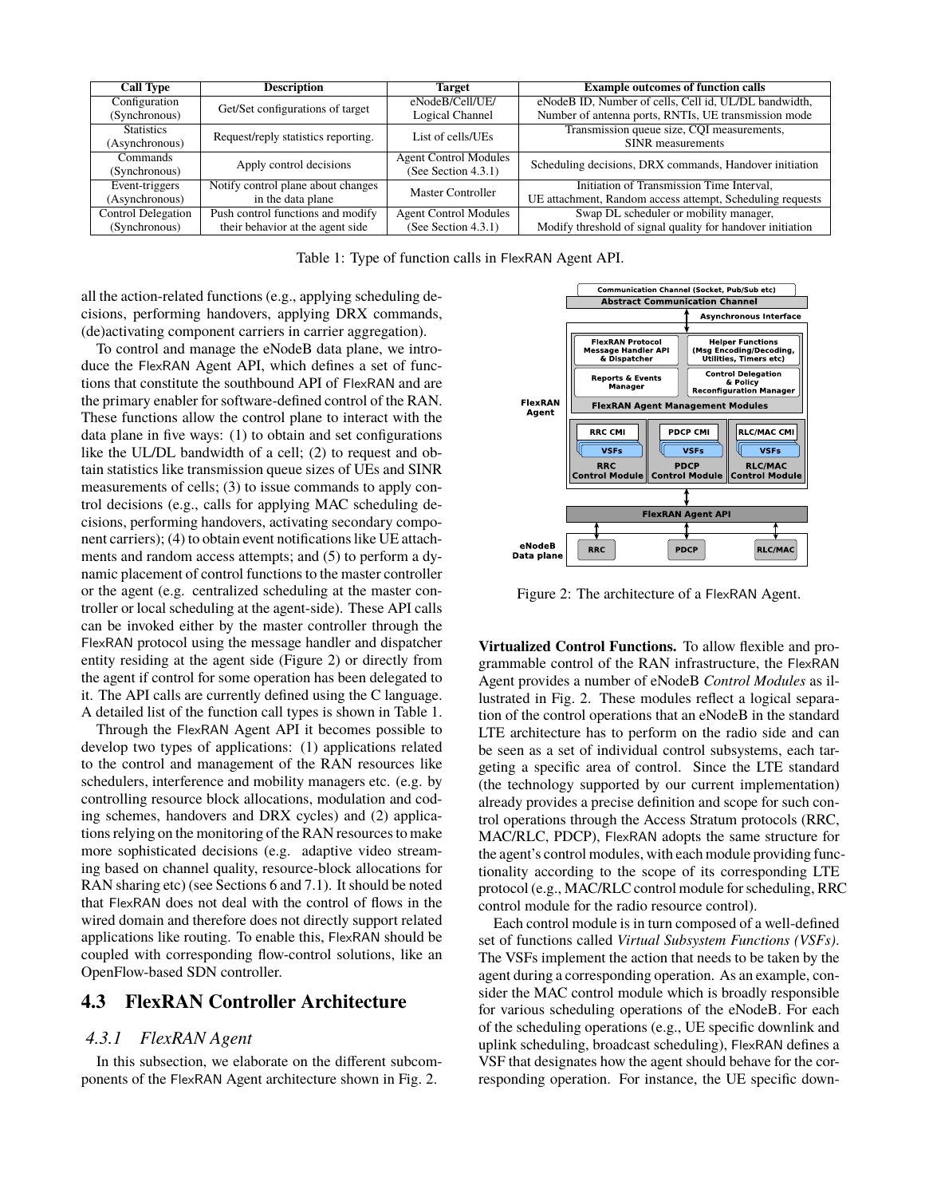| Call Type | Description | Target | Example outcomes of function calls |
|---|---|---|---|
| Configuration (Synchronous) | Get/Set configurations of target | eNodeB/Cell/UE/ Logical Channel | eNodeB ID, Number of cells, Cell id, UL/DL bandwidth, Number of antenna ports, RNTIs, UE transmission mode |
| Statistics (Asynchronous) | Request/reply statistics reporting. | List of cells/UEs | Transmission queue size, CQI measurements, SINR measurements |
| Commands (Synchronous) | Apply control decisions | Agent Control Modules (See Section 4.3.1) | Scheduling decisions, DRX commands, Handover initiation |
| Event-triggers (Asynchronous) | Notify control plane about changes in the data plane | Master Controller | Initiation of Transmission Time Interval, UE attachment, Random access attempt, Scheduling requests |
| Control Delegation (Synchronous) | Push control functions and modify their behavior at the agent side | Agent Control Modules (See Section 4.3.1) | Swap DL scheduler or mobility manager, Modify threshold of signal quality for handover initiation |

Table 1: Type of function calls in FlexRAN Agent API.

all the action-related functions (e.g., applying scheduling decisions, performing handovers, applying DRX commands, (de)activating component carriers in carrier aggregation).

To control and manage the eNodeB data plane, we introduce the FlexRAN Agent API, which defines a set of functions that constitute the southbound API of FlexRAN and are the primary enabler for software-defined control of the RAN. These functions allow the control plane to interact with the data plane in five ways: (1) to obtain and set configurations like the UL/DL bandwidth of a cell; (2) to request and obtain statistics like transmission queue sizes of UEs and SINR measurements of cells; (3) to issue commands to apply control decisions (e.g., calls for applying MAC scheduling decisions, performing handovers, activating secondary component carriers); (4) to obtain event notifications like UE attachments and random access attempts; and (5) to perform a dynamic placement of control functions to the master controller or the agent (e.g. centralized scheduling at the master controller or local scheduling at the agent-side). These API calls can be invoked either by the master controller through the FlexRAN protocol using the message handler and dispatcher entity residing at the agent side (Figure 2) or directly from the agent if control for some operation has been delegated to it. The API calls are currently defined using the C language. A detailed list of the function call types is shown in Table 1.

Through the FlexRAN Agent API it becomes possible to develop two types of applications: (1) applications related to the control and management of the RAN resources like schedulers, interference and mobility managers etc. (e.g. by controlling resource block allocations, modulation and coding schemes, handovers and DRX cycles) and (2) applications relying on the monitoring of the RAN resources to make more sophisticated decisions (e.g. adaptive video streaming based on channel quality, resource-block allocations for RAN sharing etc) (see Sections 6 and 7.1). It should be noted that FlexRAN does not deal with the control of flows in the wired domain and therefore does not directly support related applications like routing. To enable this, FlexRAN should be coupled with corresponding flow-control solutions, like an OpenFlow-based SDN controller.

## 4.3 FlexRAN Controller Architecture

### 4.3.1 FlexRAN Agent

In this subsection, we elaborate on the different subcomponents of the FlexRAN Agent architecture shown in Fig. 2.

Figure 2: The architecture of a FlexRAN Agent.

**Virtualized Control Functions.** To allow flexible and programmable control of the RAN infrastructure, the FlexRAN Agent provides a number of eNodeB *Control Modules* as illustrated in Fig. 2. These modules reflect a logical separation of the control operations that an eNodeB in the standard LTE architecture has to perform on the radio side and can be seen as a set of individual control subsystems, each targeting a specific area of control. Since the LTE standard (the technology supported by our current implementation) already provides a precise definition and scope for such control operations through the Access Stratum protocols (RRC, MAC/RLC, PDCP), FlexRAN adopts the same structure for the agent's control modules, with each module providing functionality according to the scope of its corresponding LTE protocol (e.g., MAC/RLC control module for scheduling, RRC control module for the radio resource control).

Each control module is in turn composed of a well-defined set of functions called *Virtual Subsystem Functions (VSFs)*. The VSFs implement the action that needs to be taken by the agent during a corresponding operation. As an example, consider the MAC control module which is broadly responsible for various scheduling operations of the eNodeB. For each of the scheduling operations (e.g., UE specific downlink and uplink scheduling, broadcast scheduling), FlexRAN defines a VSF that designates how the agent should behave for the corresponding operation. For instance, the UE specific down-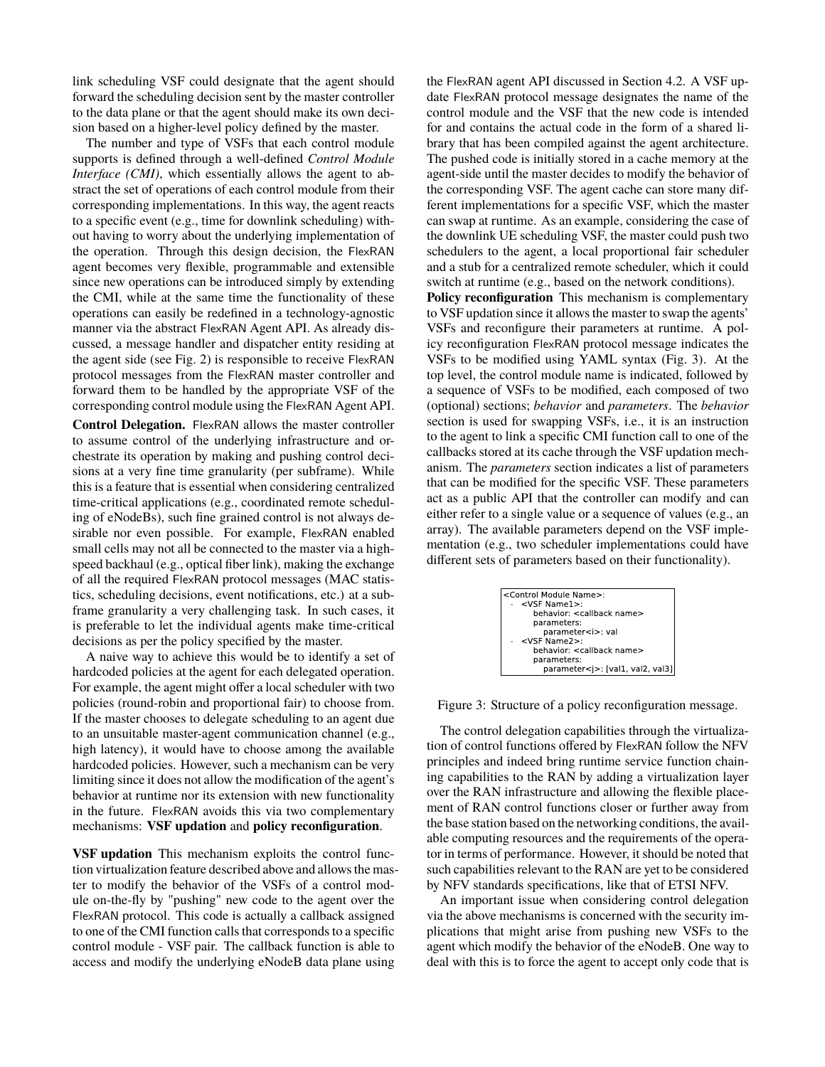link scheduling VSF could designate that the agent should forward the scheduling decision sent by the master controller to the data plane or that the agent should make its own decision based on a higher-level policy defined by the master.

The number and type of VSFs that each control module supports is defined through a well-defined *Control Module Interface (CMI)*, which essentially allows the agent to abstract the set of operations of each control module from their corresponding implementations. In this way, the agent reacts to a specific event (e.g., time for downlink scheduling) without having to worry about the underlying implementation of the operation. Through this design decision, the FlexRAN agent becomes very flexible, programmable and extensible since new operations can be introduced simply by extending the CMI, while at the same time the functionality of these operations can easily be redefined in a technology-agnostic manner via the abstract FlexRAN Agent API. As already discussed, a message handler and dispatcher entity residing at the agent side (see Fig. 2) is responsible to receive FlexRAN protocol messages from the FlexRAN master controller and forward them to be handled by the appropriate VSF of the corresponding control module using the FlexRAN Agent API.

**Control Delegation.** FlexRAN allows the master controller to assume control of the underlying infrastructure and orchestrate its operation by making and pushing control decisions at a very fine time granularity (per subframe). While this is a feature that is essential when considering centralized time-critical applications (e.g., coordinated remote scheduling of eNodeBs), such fine grained control is not always desirable nor even possible. For example, FlexRAN enabled small cells may not all be connected to the master via a high-speed backhaul (e.g., optical fiber link), making the exchange of all the required FlexRAN protocol messages (MAC statistics, scheduling decisions, event notifications, etc.) at a subframe granularity a very challenging task. In such cases, it is preferable to let the individual agents make time-critical decisions as per the policy specified by the master.

A naive way to achieve this would be to identify a set of hardcoded policies at the agent for each delegated operation. For example, the agent might offer a local scheduler with two policies (round-robin and proportional fair) to choose from. If the master chooses to delegate scheduling to an agent due to an unsuitable master-agent communication channel (e.g., high latency), it would have to choose among the available hardcoded policies. However, such a mechanism can be very limiting since it does not allow the modification of the agent's behavior at runtime nor its extension with new functionality in the future. FlexRAN avoids this via two complementary mechanisms: **VSF updation** and **policy reconfiguration**.

**VSF updation** This mechanism exploits the control function virtualization feature described above and allows the master to modify the behavior of the VSFs of a control module on-the-fly by "pushing" new code to the agent over the FlexRAN protocol. This code is actually a callback assigned to one of the CMI function calls that corresponds to a specific control module - VSF pair. The callback function is able to access and modify the underlying eNodeB data plane using the FlexRAN agent API discussed in Section 4.2. A VSF update FlexRAN protocol message designates the name of the control module and the VSF that the new code is intended for and contains the actual code in the form of a shared library that has been compiled against the agent architecture. The pushed code is initially stored in a cache memory at the agent-side until the master decides to modify the behavior of the corresponding VSF. The agent cache can store many different implementations for a specific VSF, which the master can swap at runtime. As an example, considering the case of the downlink UE scheduling VSF, the master could push two schedulers to the agent, a local proportional fair scheduler and a stub for a centralized remote scheduler, which it could switch at runtime (e.g., based on the network conditions).

**Policy reconfiguration** This mechanism is complementary to VSF updation since it allows the master to swap the agents' VSFs and reconfigure their parameters at runtime. A policy reconfiguration FlexRAN protocol message indicates the VSFs to be modified using YAML syntax (Fig. 3). At the top level, the control module name is indicated, followed by a sequence of VSFs to be modified, each composed of two (optional) sections; *behavior* and *parameters*. The *behavior* section is used for swapping VSFs, i.e., it is an instruction to the agent to link a specific CMI function call to one of the callbacks stored at its cache through the VSF updation mechanism. The *parameters* section indicates a list of parameters that can be modified for the specific VSF. These parameters act as a public API that the controller can modify and can either refer to a single value or a sequence of values (e.g., an array). The available parameters depend on the VSF implementation (e.g., two scheduler implementations could have different sets of parameters based on their functionality).

```
<Control Module Name>:
  - <VSF Name1>:
      behavior: <callback name>
      parameters:
        parameter<i>: val
  - <VSF Name2>:
      behavior: <callback name>
      parameters:
        parameter<j>: [val1, val2, val3]
```

Figure 3: Structure of a policy reconfiguration message.

The control delegation capabilities through the virtualization of control functions offered by FlexRAN follow the NFV principles and indeed bring runtime service function chaining capabilities to the RAN by adding a virtualization layer over the RAN infrastructure and allowing the flexible placement of RAN control functions closer or further away from the base station based on the networking conditions, the available computing resources and the requirements of the operator in terms of performance. However, it should be noted that such capabilities relevant to the RAN are yet to be considered by NFV standards specifications, like that of ETSI NFV.

An important issue when considering control delegation via the above mechanisms is concerned with the security implications that might arise from pushing new VSFs to the agent which modify the behavior of the eNodeB. One way to deal with this is to force the agent to accept only code that is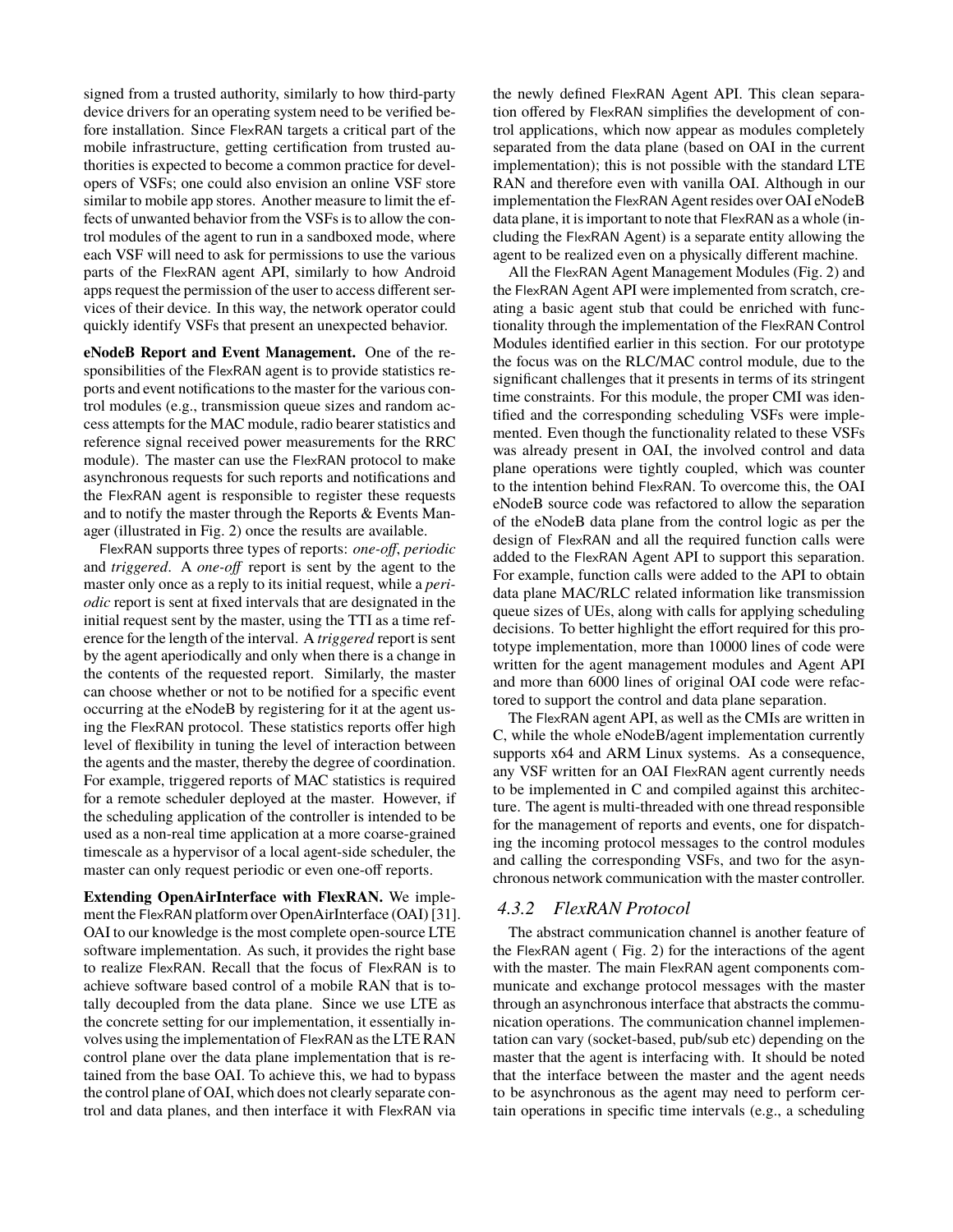signed from a trusted authority, similarly to how third-party device drivers for an operating system need to be verified before installation. Since FlexRAN targets a critical part of the mobile infrastructure, getting certification from trusted authorities is expected to become a common practice for developers of VSFs; one could also envision an online VSF store similar to mobile app stores. Another measure to limit the effects of unwanted behavior from the VSFs is to allow the control modules of the agent to run in a sandboxed mode, where each VSF will need to ask for permissions to use the various parts of the FlexRAN agent API, similarly to how Android apps request the permission of the user to access different services of their device. In this way, the network operator could quickly identify VSFs that present an unexpected behavior.

**eNodeB Report and Event Management.** One of the responsibilities of the FlexRAN agent is to provide statistics reports and event notifications to the master for the various control modules (e.g., transmission queue sizes and random access attempts for the MAC module, radio bearer statistics and reference signal received power measurements for the RRC module). The master can use the FlexRAN protocol to make asynchronous requests for such reports and notifications and the FlexRAN agent is responsible to register these requests and to notify the master through the Reports & Events Manager (illustrated in Fig. 2) once the results are available.

FlexRAN supports three types of reports: *one-off*, *periodic* and *triggered*. A *one-off* report is sent by the agent to the master only once as a reply to its initial request, while a *periodic* report is sent at fixed intervals that are designated in the initial request sent by the master, using the TTI as a time reference for the length of the interval. A *triggered* report is sent by the agent aperiodically and only when there is a change in the contents of the requested report. Similarly, the master can choose whether or not to be notified for a specific event occurring at the eNodeB by registering for it at the agent using the FlexRAN protocol. These statistics reports offer high level of flexibility in tuning the level of interaction between the agents and the master, thereby the degree of coordination. For example, triggered reports of MAC statistics is required for a remote scheduler deployed at the master. However, if the scheduling application of the controller is intended to be used as a non-real time application at a more coarse-grained timescale as a hypervisor of a local agent-side scheduler, the master can only request periodic or even one-off reports.

**Extending OpenAirInterface with FlexRAN.** We implement the FlexRAN platform over OpenAirInterface (OAI) [31]. OAI to our knowledge is the most complete open-source LTE software implementation. As such, it provides the right base to realize FlexRAN. Recall that the focus of FlexRAN is to achieve software based control of a mobile RAN that is totally decoupled from the data plane. Since we use LTE as the concrete setting for our implementation, it essentially involves using the implementation of FlexRAN as the LTE RAN control plane over the data plane implementation that is retained from the base OAI. To achieve this, we had to bypass the control plane of OAI, which does not clearly separate control and data planes, and then interface it with FlexRAN via the newly defined FlexRAN Agent API. This clean separation offered by FlexRAN simplifies the development of control applications, which now appear as modules completely separated from the data plane (based on OAI in the current implementation); this is not possible with the standard LTE RAN and therefore even with vanilla OAI. Although in our implementation the FlexRAN Agent resides over OAI eNodeB data plane, it is important to note that FlexRAN as a whole (including the FlexRAN Agent) is a separate entity allowing the agent to be realized even on a physically different machine.

All the FlexRAN Agent Management Modules (Fig. 2) and the FlexRAN Agent API were implemented from scratch, creating a basic agent stub that could be enriched with functionality through the implementation of the FlexRAN Control Modules identified earlier in this section. For our prototype the focus was on the RLC/MAC control module, due to the significant challenges that it presents in terms of its stringent time constraints. For this module, the proper CMI was identified and the corresponding scheduling VSFs were implemented. Even though the functionality related to these VSFs was already present in OAI, the involved control and data plane operations were tightly coupled, which was counter to the intention behind FlexRAN. To overcome this, the OAI eNodeB source code was refactored to allow the separation of the eNodeB data plane from the control logic as per the design of FlexRAN and all the required function calls were added to the FlexRAN Agent API to support this separation. For example, function calls were added to the API to obtain data plane MAC/RLC related information like transmission queue sizes of UEs, along with calls for applying scheduling decisions. To better highlight the effort required for this prototype implementation, more than 10000 lines of code were written for the agent management modules and Agent API and more than 6000 lines of original OAI code were refactored to support the control and data plane separation.

The FlexRAN agent API, as well as the CMIs are written in C, while the whole eNodeB/agent implementation currently supports x64 and ARM Linux systems. As a consequence, any VSF written for an OAI FlexRAN agent currently needs to be implemented in C and compiled against this architecture. The agent is multi-threaded with one thread responsible for the management of reports and events, one for dispatching the incoming protocol messages to the control modules and calling the corresponding VSFs, and two for the asynchronous network communication with the master controller.

### 4.3.2 FlexRAN Protocol

The abstract communication channel is another feature of the FlexRAN agent ( Fig. 2) for the interactions of the agent with the master. The main FlexRAN agent components communicate and exchange protocol messages with the master through an asynchronous interface that abstracts the communication operations. The communication channel implementation can vary (socket-based, pub/sub etc) depending on the master that the agent is interfacing with. It should be noted that the interface between the master and the agent needs to be asynchronous as the agent may need to perform certain operations in specific time intervals (e.g., a scheduling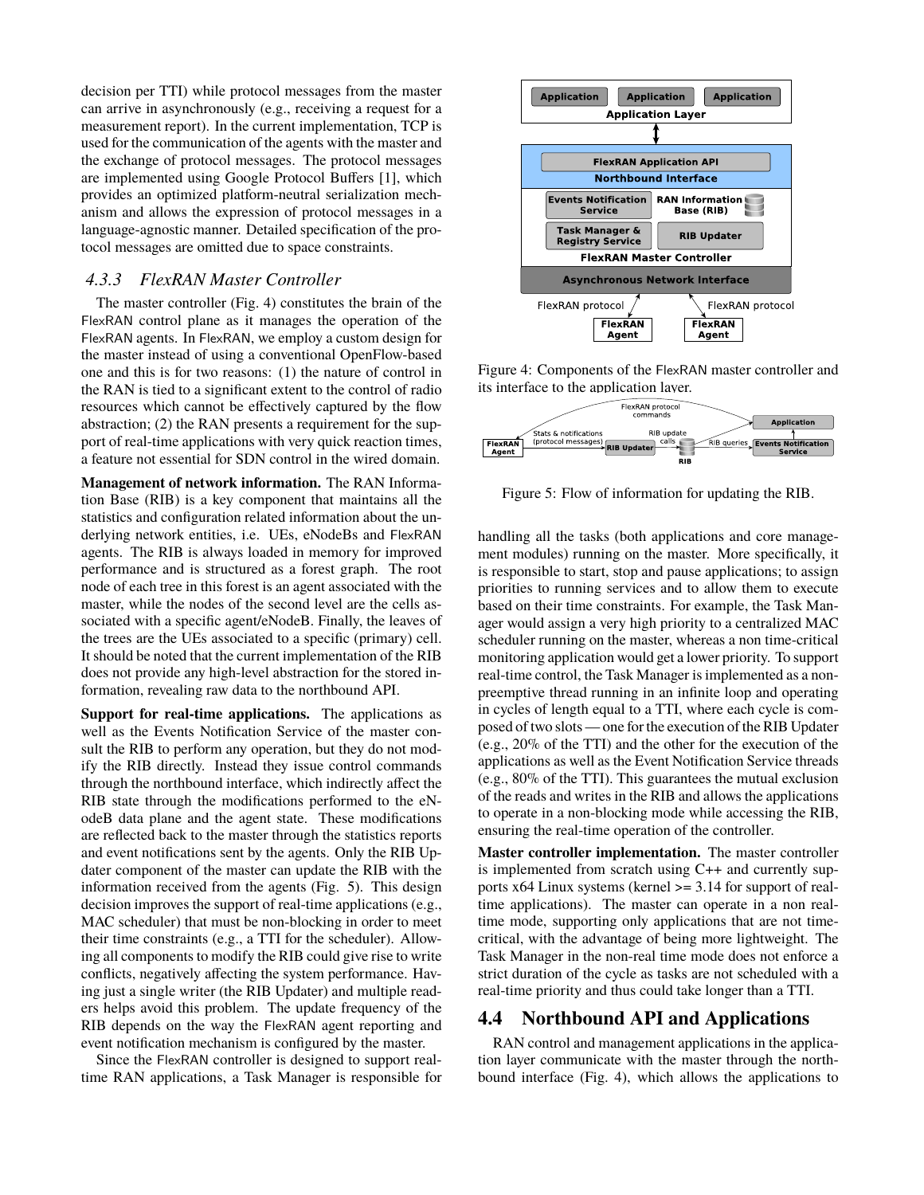decision per TTI) while protocol messages from the master can arrive in asynchronously (e.g., receiving a request for a measurement report). In the current implementation, TCP is used for the communication of the agents with the master and the exchange of protocol messages. The protocol messages are implemented using Google Protocol Buffers [1], which provides an optimized platform-neutral serialization mechanism and allows the expression of protocol messages in a language-agnostic manner. Detailed specification of the protocol messages are omitted due to space constraints.

### *4.3.3 FlexRAN Master Controller*

The master controller (Fig. 4) constitutes the brain of the FlexRAN control plane as it manages the operation of the FlexRAN agents. In FlexRAN, we employ a custom design for the master instead of using a conventional OpenFlow-based one and this is for two reasons: (1) the nature of control in the RAN is tied to a significant extent to the control of radio resources which cannot be effectively captured by the flow abstraction; (2) the RAN presents a requirement for the support of real-time applications with very quick reaction times, a feature not essential for SDN control in the wired domain.

**Management of network information.** The RAN Information Base (RIB) is a key component that maintains all the statistics and configuration related information about the underlying network entities, i.e. UEs, eNodeBs and FlexRAN agents. The RIB is always loaded in memory for improved performance and is structured as a forest graph. The root node of each tree in this forest is an agent associated with the master, while the nodes of the second level are the cells associated with a specific agent/eNodeB. Finally, the leaves of the trees are the UEs associated to a specific (primary) cell. It should be noted that the current implementation of the RIB does not provide any high-level abstraction for the stored information, revealing raw data to the northbound API.

**Support for real-time applications.** The applications as well as the Events Notification Service of the master consult the RIB to perform any operation, but they do not modify the RIB directly. Instead they issue control commands through the northbound interface, which indirectly affect the RIB state through the modifications performed to the eNodeB data plane and the agent state. These modifications are reflected back to the master through the statistics reports and event notifications sent by the agents. Only the RIB Updater component of the master can update the RIB with the information received from the agents (Fig. 5). This design decision improves the support of real-time applications (e.g., MAC scheduler) that must be non-blocking in order to meet their time constraints (e.g., a TTI for the scheduler). Allowing all components to modify the RIB could give rise to write conflicts, negatively affecting the system performance. Having just a single writer (the RIB Updater) and multiple readers helps avoid this problem. The update frequency of the RIB depends on the way the FlexRAN agent reporting and event notification mechanism is configured by the master.

Since the FlexRAN controller is designed to support real-time RAN applications, a Task Manager is responsible for

Figure 4: Components of the FlexRAN master controller and its interface to the application layer.

Figure 5: Flow of information for updating the RIB.

handling all the tasks (both applications and core management modules) running on the master. More specifically, it is responsible to start, stop and pause applications; to assign priorities to running services and to allow them to execute based on their time constraints. For example, the Task Manager would assign a very high priority to a centralized MAC scheduler running on the master, whereas a non time-critical monitoring application would get a lower priority. To support real-time control, the Task Manager is implemented as a non-preemptive thread running in an infinite loop and operating in cycles of length equal to a TTI, where each cycle is composed of two slots — one for the execution of the RIB Updater (e.g., 20% of the TTI) and the other for the execution of the applications as well as the Event Notification Service threads (e.g., 80% of the TTI). This guarantees the mutual exclusion of the reads and writes in the RIB and allows the applications to operate in a non-blocking mode while accessing the RIB, ensuring the real-time operation of the controller.

**Master controller implementation.** The master controller is implemented from scratch using C++ and currently supports x64 Linux systems (kernel >= 3.14 for support of real-time applications). The master can operate in a non real-time mode, supporting only applications that are not time-critical, with the advantage of being more lightweight. The Task Manager in the non-real time mode does not enforce a strict duration of the cycle as tasks are not scheduled with a real-time priority and thus could take longer than a TTI.

## 4.4 Northbound API and Applications

RAN control and management applications in the application layer communicate with the master through the northbound interface (Fig. 4), which allows the applications to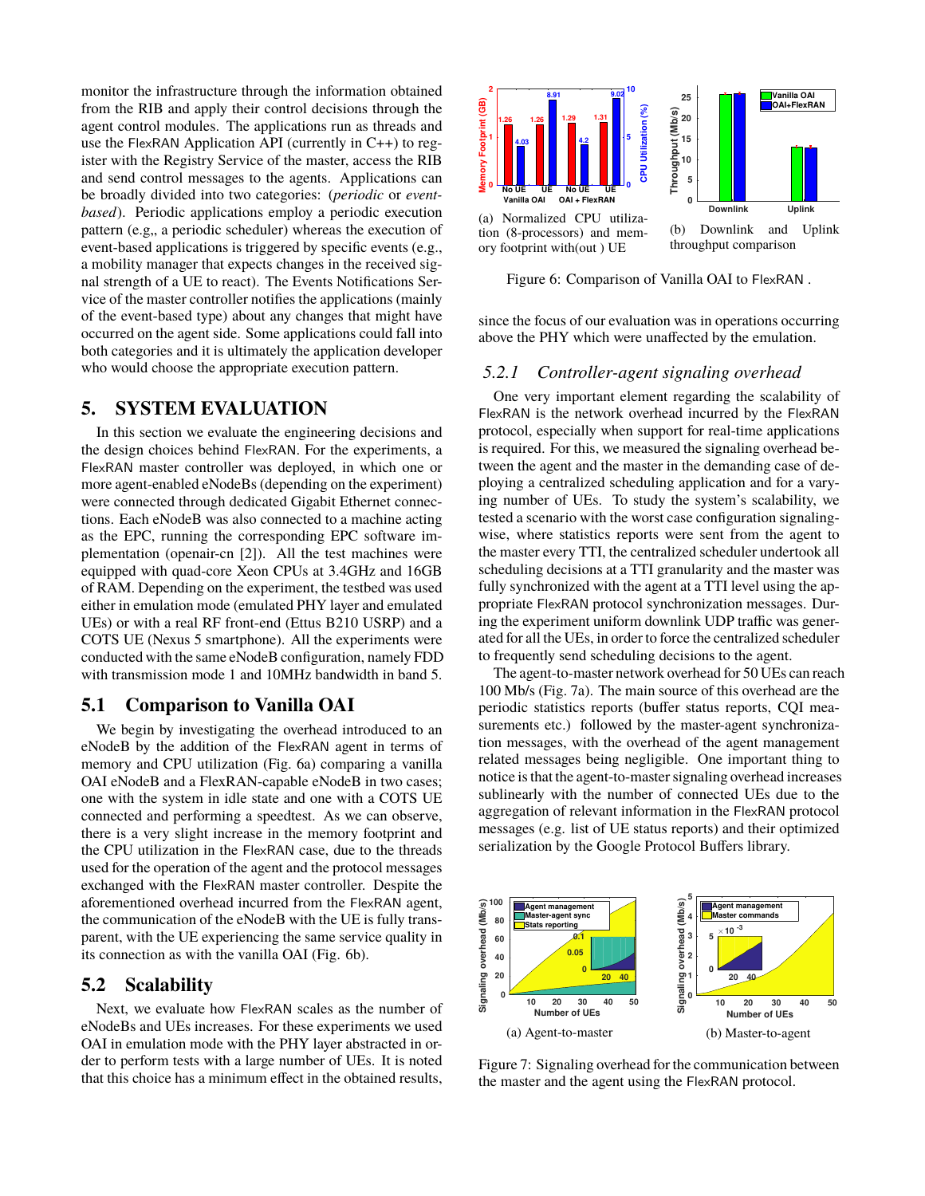monitor the infrastructure through the information obtained from the RIB and apply their control decisions through the agent control modules. The applications run as threads and use the FlexRAN Application API (currently in C++) to register with the Registry Service of the master, access the RIB and send control messages to the agents. Applications can be broadly divided into two categories: (*periodic* or *event-based*). Periodic applications employ a periodic execution pattern (e.g., a periodic scheduler) whereas the execution of event-based applications is triggered by specific events (e.g., a mobility manager that expects changes in the received signal strength of a UE to react). The Events Notifications Service of the master controller notifies the applications (mainly of the event-based type) about any changes that might have occurred on the agent side. Some applications could fall into both categories and it is ultimately the application developer who would choose the appropriate execution pattern.

# 5. SYSTEM EVALUATION

In this section we evaluate the engineering decisions and the design choices behind FlexRAN. For the experiments, a FlexRAN master controller was deployed, in which one or more agent-enabled eNodeBs (depending on the experiment) were connected through dedicated Gigabit Ethernet connections. Each eNodeB was also connected to a machine acting as the EPC, running the corresponding EPC software implementation (openair-cn [2]). All the test machines were equipped with quad-core Xeon CPUs at 3.4GHz and 16GB of RAM. Depending on the experiment, the testbed was used either in emulation mode (emulated PHY layer and emulated UEs) or with a real RF front-end (Ettus B210 USRP) and a COTS UE (Nexus 5 smartphone). All the experiments were conducted with the same eNodeB configuration, namely FDD with transmission mode 1 and 10MHz bandwidth in band 5.

## 5.1 Comparison to Vanilla OAI

We begin by investigating the overhead introduced to an eNodeB by the addition of the FlexRAN agent in terms of memory and CPU utilization (Fig. 6a) comparing a vanilla OAI eNodeB and a FlexRAN-capable eNodeB in two cases; one with the system in idle state and one with a COTS UE connected and performing a speedtest. As we can observe, there is a very slight increase in the memory footprint and the CPU utilization in the FlexRAN case, due to the threads used for the operation of the agent and the protocol messages exchanged with the FlexRAN master controller. Despite the aforementioned overhead incurred from the FlexRAN agent, the communication of the eNodeB with the UE is fully transparent, with the UE experiencing the same service quality in its connection as with the vanilla OAI (Fig. 6b).

## 5.2 Scalability

Next, we evaluate how FlexRAN scales as the number of eNodeBs and UEs increases. For these experiments we used OAI in emulation mode with the PHY layer abstracted in order to perform tests with a large number of UEs. It is noted that this choice has a minimum effect in the obtained results, since the focus of our evaluation was in operations occurring above the PHY which were unaffected by the emulation.

(a) Normalized CPU utilization (8-processors) and memory footprint with(out ) UE

(b) Downlink and Uplink throughput comparison

Figure 6: Comparison of Vanilla OAI to FlexRAN .

### 5.2.1 Controller-agent signaling overhead

One very important element regarding the scalability of FlexRAN is the network overhead incurred by the FlexRAN protocol, especially when support for real-time applications is required. For this, we measured the signaling overhead between the agent and the master in the demanding case of deploying a centralized scheduling application and for a varying number of UEs. To study the system's scalability, we tested a scenario with the worst case configuration signaling-wise, where statistics reports were sent from the agent to the master every TTI, the centralized scheduler undertook all scheduling decisions at a TTI granularity and the master was fully synchronized with the agent at a TTI level using the appropriate FlexRAN protocol synchronization messages. During the experiment uniform downlink UDP traffic was generated for all the UEs, in order to force the centralized scheduler to frequently send scheduling decisions to the agent.

The agent-to-master network overhead for 50 UEs can reach 100 Mb/s (Fig. 7a). The main source of this overhead are the periodic statistics reports (buffer status reports, CQI measurements etc.) followed by the master-agent synchronization messages, with the overhead of the agent management related messages being negligible. One important thing to notice is that the agent-to-master signaling overhead increases sublinearly with the number of connected UEs due to the aggregation of relevant information in the FlexRAN protocol messages (e.g. list of UE status reports) and their optimized serialization by the Google Protocol Buffers library.

(a) Agent-to-master

(b) Master-to-agent

Figure 7: Signaling overhead for the communication between the master and the agent using the FlexRAN protocol.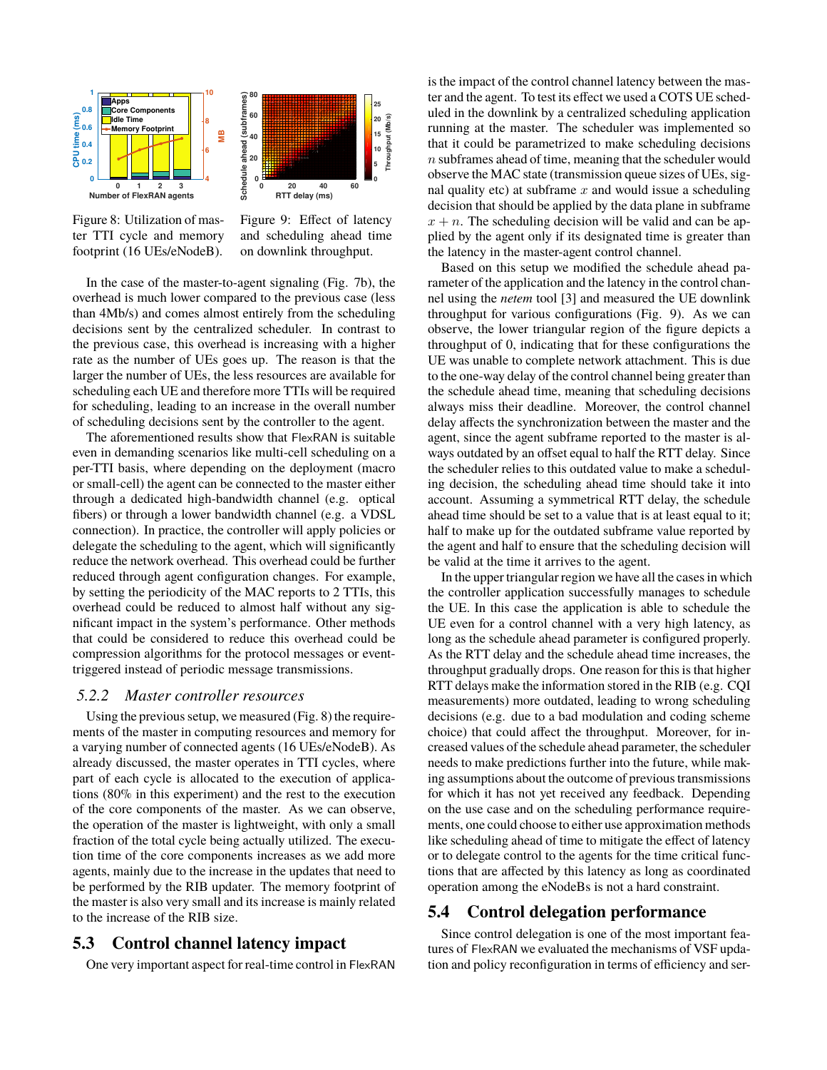Figure 8: Utilization of master TTI cycle and memory footprint (16 UEs/eNodeB).

Figure 9: Effect of latency and scheduling ahead time on downlink throughput.

In the case of the master-to-agent signaling (Fig. 7b), the overhead is much lower compared to the previous case (less than 4Mb/s) and comes almost entirely from the scheduling decisions sent by the centralized scheduler. In contrast to the previous case, this overhead is increasing with a higher rate as the number of UEs goes up. The reason is that the larger the number of UEs, the less resources are available for scheduling each UE and therefore more TTIs will be required for scheduling, leading to an increase in the overall number of scheduling decisions sent by the controller to the agent.

The aforementioned results show that FlexRAN is suitable even in demanding scenarios like multi-cell scheduling on a per-TTI basis, where depending on the deployment (macro or small-cell) the agent can be connected to the master either through a dedicated high-bandwidth channel (e.g. optical fibers) or through a lower bandwidth channel (e.g. a VDSL connection). In practice, the controller will apply policies or delegate the scheduling to the agent, which will significantly reduce the network overhead. This overhead could be further reduced through agent configuration changes. For example, by setting the periodicity of the MAC reports to 2 TTIs, this overhead could be reduced to almost half without any significant impact in the system's performance. Other methods that could be considered to reduce this overhead could be compression algorithms for the protocol messages or event-triggered instead of periodic message transmissions.

### 5.2.2 *Master controller resources*

Using the previous setup, we measured (Fig. 8) the requirements of the master in computing resources and memory for a varying number of connected agents (16 UEs/eNodeB). As already discussed, the master operates in TTI cycles, where part of each cycle is allocated to the execution of applications (80% in this experiment) and the rest to the execution of the core components of the master. As we can observe, the operation of the master is lightweight, with only a small fraction of the total cycle being actually utilized. The execution time of the core components increases as we add more agents, mainly due to the increase in the updates that need to be performed by the RIB updater. The memory footprint of the master is also very small and its increase is mainly related to the increase of the RIB size.

## 5.3 Control channel latency impact

One very important aspect for real-time control in FlexRAN is the impact of the control channel latency between the master and the agent. To test its effect we used a COTS UE scheduled in the downlink by a centralized scheduling application running at the master. The scheduler was implemented so that it could be parametrized to make scheduling decisions $n$ subframes ahead of time, meaning that the scheduler would observe the MAC state (transmission queue sizes of UEs, signal quality etc) at subframe $x$ and would issue a scheduling decision that should be applied by the data plane in subframe $x + n$. The scheduling decision will be valid and can be applied by the agent only if its designated time is greater than the latency in the master-agent control channel.

Based on this setup we modified the schedule ahead parameter of the application and the latency in the control channel using the *netem* tool [3] and measured the UE downlink throughput for various configurations (Fig. 9). As we can observe, the lower triangular region of the figure depicts a throughput of 0, indicating that for these configurations the UE was unable to complete network attachment. This is due to the one-way delay of the control channel being greater than the schedule ahead time, meaning that scheduling decisions always miss their deadline. Moreover, the control channel delay affects the synchronization between the master and the agent, since the agent subframe reported to the master is always outdated by an offset equal to half the RTT delay. Since the scheduler relies to this outdated value to make a scheduling decision, the scheduling ahead time should take it into account. Assuming a symmetrical RTT delay, the schedule ahead time should be set to a value that is at least equal to it; half to make up for the outdated subframe value reported by the agent and half to ensure that the scheduling decision will be valid at the time it arrives to the agent.

In the upper triangular region we have all the cases in which the controller application successfully manages to schedule the UE. In this case the application is able to schedule the UE even for a control channel with a very high latency, as long as the schedule ahead parameter is configured properly. As the RTT delay and the schedule ahead time increases, the throughput gradually drops. One reason for this is that higher RTT delays make the information stored in the RIB (e.g. CQI measurements) more outdated, leading to wrong scheduling decisions (e.g. due to a bad modulation and coding scheme choice) that could affect the throughput. Moreover, for increased values of the schedule ahead parameter, the scheduler needs to make predictions further into the future, while making assumptions about the outcome of previous transmissions for which it has not yet received any feedback. Depending on the use case and on the scheduling performance requirements, one could choose to either use approximation methods like scheduling ahead of time to mitigate the effect of latency or to delegate control to the agents for the time critical functions that are affected by this latency as long as coordinated operation among the eNodeBs is not a hard constraint.

## 5.4 Control delegation performance

Since control delegation is one of the most important features of FlexRAN we evaluated the mechanisms of VSF updation and policy reconfiguration in terms of efficiency and ser-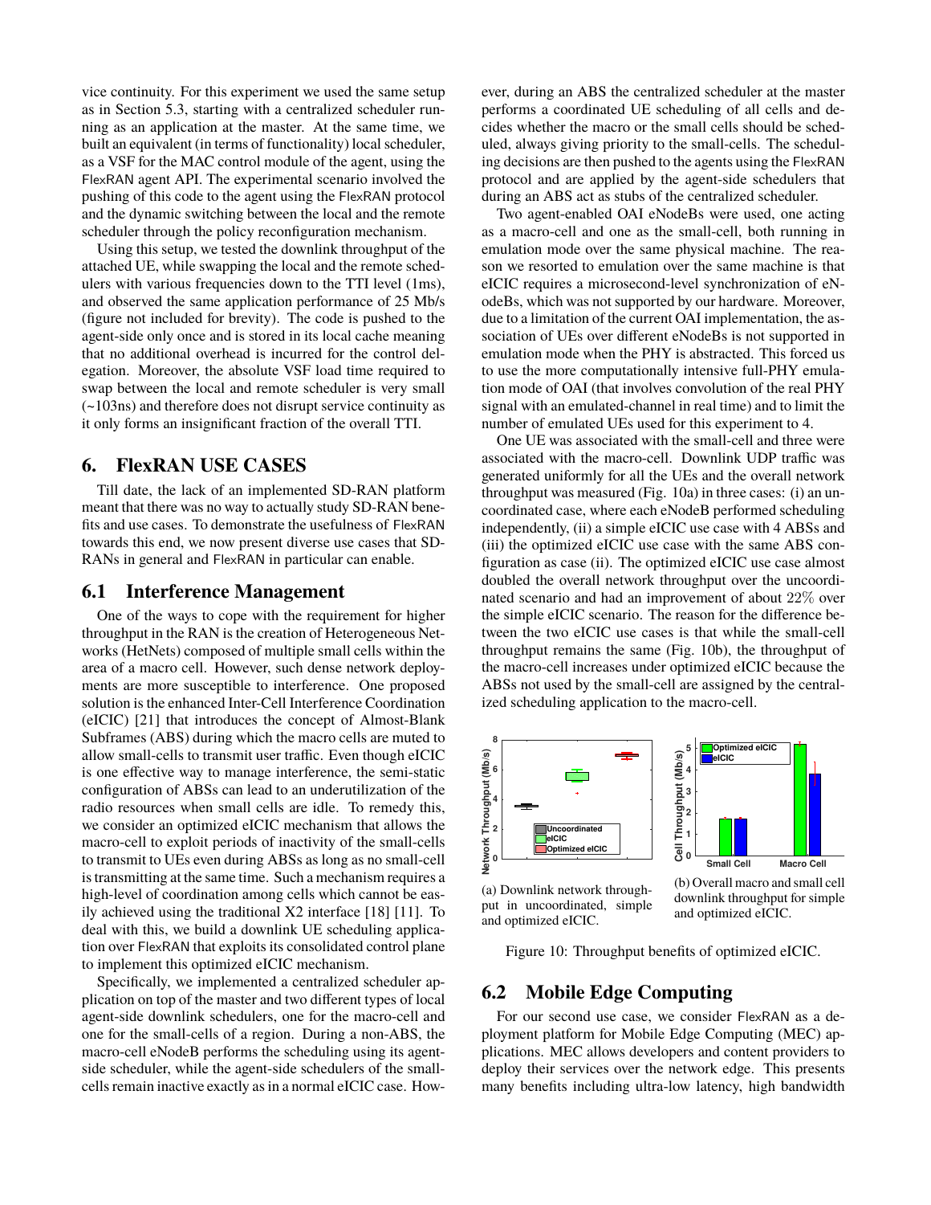vice continuity. For this experiment we used the same setup as in Section 5.3, starting with a centralized scheduler running as an application at the master. At the same time, we built an equivalent (in terms of functionality) local scheduler, as a VSF for the MAC control module of the agent, using the FlexRAN agent API. The experimental scenario involved the pushing of this code to the agent using the FlexRAN protocol and the dynamic switching between the local and the remote scheduler through the policy reconfiguration mechanism.

Using this setup, we tested the downlink throughput of the attached UE, while swapping the local and the remote schedulers with various frequencies down to the TTI level (1ms), and observed the same application performance of 25 Mb/s (figure not included for brevity). The code is pushed to the agent-side only once and is stored in its local cache meaning that no additional overhead is incurred for the control delegation. Moreover, the absolute VSF load time required to swap between the local and remote scheduler is very small (~103ns) and therefore does not disrupt service continuity as it only forms an insignificant fraction of the overall TTI.

## 6. FlexRAN USE CASES

Till date, the lack of an implemented SD-RAN platform meant that there was no way to actually study SD-RAN benefits and use cases. To demonstrate the usefulness of FlexRAN towards this end, we now present diverse use cases that SD-RANs in general and FlexRAN in particular can enable.

### 6.1 Interference Management

One of the ways to cope with the requirement for higher throughput in the RAN is the creation of Heterogeneous Networks (HetNets) composed of multiple small cells within the area of a macro cell. However, such dense network deployments are more susceptible to interference. One proposed solution is the enhanced Inter-Cell Interference Coordination (eICIC) [21] that introduces the concept of Almost-Blank Subframes (ABS) during which the macro cells are muted to allow small-cells to transmit user traffic. Even though eICIC is one effective way to manage interference, the semi-static configuration of ABSs can lead to an underutilization of the radio resources when small cells are idle. To remedy this, we consider an optimized eICIC mechanism that allows the macro-cell to exploit periods of inactivity of the small-cells to transmit to UEs even during ABSs as long as no small-cell is transmitting at the same time. Such a mechanism requires a high-level of coordination among cells which cannot be easily achieved using the traditional X2 interface [18] [11]. To deal with this, we build a downlink UE scheduling application over FlexRAN that exploits its consolidated control plane to implement this optimized eICIC mechanism.

Specifically, we implemented a centralized scheduler application on top of the master and two different types of local agent-side downlink schedulers, one for the macro-cell and one for the small-cells of a region. During a non-ABS, the macro-cell eNodeB performs the scheduling using its agent-side scheduler, while the agent-side schedulers of the small-cells remain inactive exactly as in a normal eICIC case. However, during an ABS the centralized scheduler at the master performs a coordinated UE scheduling of all cells and decides whether the macro or the small cells should be scheduled, always giving priority to the small-cells. The scheduling decisions are then pushed to the agents using the FlexRAN protocol and are applied by the agent-side schedulers that during an ABS act as stubs of the centralized scheduler.

Two agent-enabled OAI eNodeBs were used, one acting as a macro-cell and one as the small-cell, both running in emulation mode over the same physical machine. The reason we resorted to emulation over the same machine is that eICIC requires a microsecond-level synchronization of eNodeBs, which was not supported by our hardware. Moreover, due to a limitation of the current OAI implementation, the association of UEs over different eNodeBs is not supported in emulation mode when the PHY is abstracted. This forced us to use the more computationally intensive full-PHY emulation mode of OAI (that involves convolution of the real PHY signal with an emulated-channel in real time) and to limit the number of emulated UEs used for this experiment to 4.

One UE was associated with the small-cell and three were associated with the macro-cell. Downlink UDP traffic was generated uniformly for all the UEs and the overall network throughput was measured (Fig. 10a) in three cases: (i) an uncoordinated case, where each eNodeB performed scheduling independently, (ii) a simple eICIC use case with 4 ABSs and (iii) the optimized eICIC use case with the same ABS configuration as case (ii). The optimized eICIC use case almost doubled the overall network throughput over the uncoordinated scenario and had an improvement of about $22\%$ over the simple eICIC scenario. The reason for the difference between the two eICIC use cases is that while the small-cell throughput remains the same (Fig. 10b), the throughput of the macro-cell increases under optimized eICIC because the ABSs not used by the small-cell are assigned by the centralized scheduling application to the macro-cell.

(a) Downlink network throughput in uncoordinated, simple and optimized eICIC.

(b) Overall macro and small cell downlink throughput for simple and optimized eICIC.

Figure 10: Throughput benefits of optimized eICIC.

### 6.2 Mobile Edge Computing

For our second use case, we consider FlexRAN as a deployment platform for Mobile Edge Computing (MEC) applications. MEC allows developers and content providers to deploy their services over the network edge. This presents many benefits including ultra-low latency, high bandwidth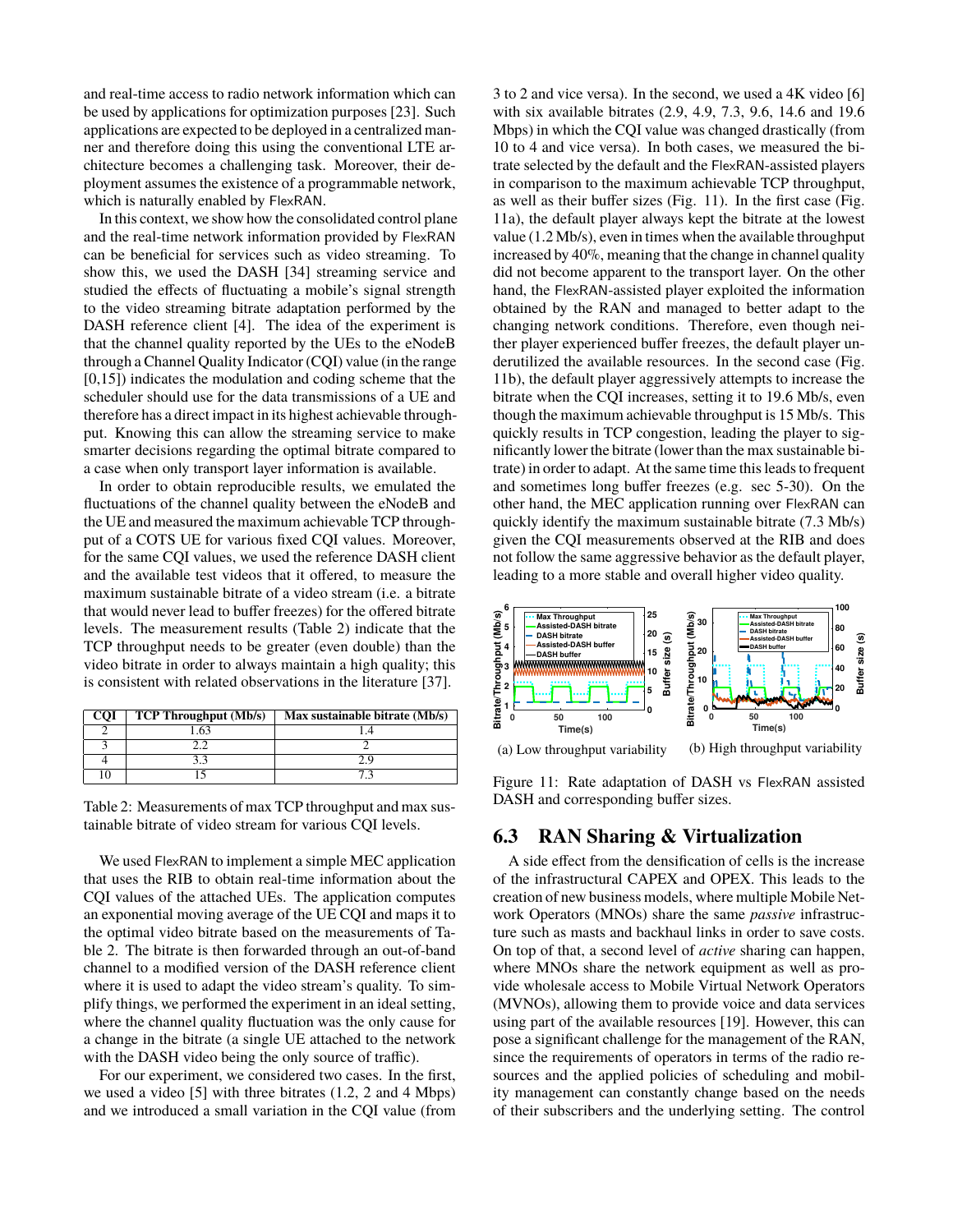and real-time access to radio network information which can be used by applications for optimization purposes [23]. Such applications are expected to be deployed in a centralized manner and therefore doing this using the conventional LTE architecture becomes a challenging task. Moreover, their deployment assumes the existence of a programmable network, which is naturally enabled by FlexRAN.

In this context, we show how the consolidated control plane and the real-time network information provided by FlexRAN can be beneficial for services such as video streaming. To show this, we used the DASH [34] streaming service and studied the effects of fluctuating a mobile's signal strength to the video streaming bitrate adaptation performed by the DASH reference client [4]. The idea of the experiment is that the channel quality reported by the UEs to the eNodeB through a Channel Quality Indicator (CQI) value (in the range [0,15]) indicates the modulation and coding scheme that the scheduler should use for the data transmissions of a UE and therefore has a direct impact in its highest achievable throughput. Knowing this can allow the streaming service to make smarter decisions regarding the optimal bitrate compared to a case when only transport layer information is available.

In order to obtain reproducible results, we emulated the fluctuations of the channel quality between the eNodeB and the UE and measured the maximum achievable TCP throughput of a COTS UE for various fixed CQI values. Moreover, for the same CQI values, we used the reference DASH client and the available test videos that it offered, to measure the maximum sustainable bitrate of a video stream (i.e. a bitrate that would never lead to buffer freezes) for the offered bitrate levels. The measurement results (Table 2) indicate that the TCP throughput needs to be greater (even double) than the video bitrate in order to always maintain a high quality; this is consistent with related observations in the literature [37].

| CQI | TCP Throughput (Mb/s) | Max sustainable bitrate (Mb/s) |
|---|---|---|
| 2 | 1.63 | 1.4 |
| 3 | 2.2 | 2 |
| 4 | 3.3 | 2.9 |
| 10 | 15 | 7.3 |

Table 2: Measurements of max TCP throughput and max sustainable bitrate of video stream for various CQI levels.

We used FlexRAN to implement a simple MEC application that uses the RIB to obtain real-time information about the CQI values of the attached UEs. The application computes an exponential moving average of the UE CQI and maps it to the optimal video bitrate based on the measurements of Table 2. The bitrate is then forwarded through an out-of-band channel to a modified version of the DASH reference client where it is used to adapt the video stream's quality. To simplify things, we performed the experiment in an ideal setting, where the channel quality fluctuation was the only cause for a change in the bitrate (a single UE attached to the network with the DASH video being the only source of traffic).

For our experiment, we considered two cases. In the first, we used a video [5] with three bitrates (1.2, 2 and 4 Mbps) and we introduced a small variation in the CQI value (from 3 to 2 and vice versa). In the second, we used a 4K video [6] with six available bitrates (2.9, 4.9, 7.3, 9.6, 14.6 and 19.6 Mbps) in which the CQI value was changed drastically (from 10 to 4 and vice versa). In both cases, we measured the bitrate selected by the default and the FlexRAN-assisted players in comparison to the maximum achievable TCP throughput, as well as their buffer sizes (Fig. 11). In the first case (Fig. 11a), the default player always kept the bitrate at the lowest value (1.2 Mb/s), even in times when the available throughput increased by 40%, meaning that the change in channel quality did not become apparent to the transport layer. On the other hand, the FlexRAN-assisted player exploited the information obtained by the RAN and managed to better adapt to the changing network conditions. Therefore, even though neither player experienced buffer freezes, the default player underutilized the available resources. In the second case (Fig. 11b), the default player aggressively attempts to increase the bitrate when the CQI increases, setting it to 19.6 Mb/s, even though the maximum achievable throughput is 15 Mb/s. This quickly results in TCP congestion, leading the player to significantly lower the bitrate (lower than the max sustainable bitrate) in order to adapt. At the same time this leads to frequent and sometimes long buffer freezes (e.g. sec 5-30). On the other hand, the MEC application running over FlexRAN can quickly identify the maximum sustainable bitrate (7.3 Mb/s) given the CQI measurements observed at the RIB and does not follow the same aggressive behavior as the default player, leading to a more stable and overall higher video quality.

(a) Low throughput variability

(b) High throughput variability

Figure 11: Rate adaptation of DASH vs FlexRAN assisted DASH and corresponding buffer sizes.

## 6.3 RAN Sharing & Virtualization

A side effect from the densification of cells is the increase of the infrastructural CAPEX and OPEX. This leads to the creation of new business models, where multiple Mobile Network Operators (MNOs) share the same *passive* infrastructure such as masts and backhaul links in order to save costs. On top of that, a second level of *active* sharing can happen, where MNOs share the network equipment as well as provide wholesale access to Mobile Virtual Network Operators (MVNOs), allowing them to provide voice and data services using part of the available resources [19]. However, this can pose a significant challenge for the management of the RAN, since the requirements of operators in terms of the radio resources and the applied policies of scheduling and mobility management can constantly change based on the needs of their subscribers and the underlying setting. The control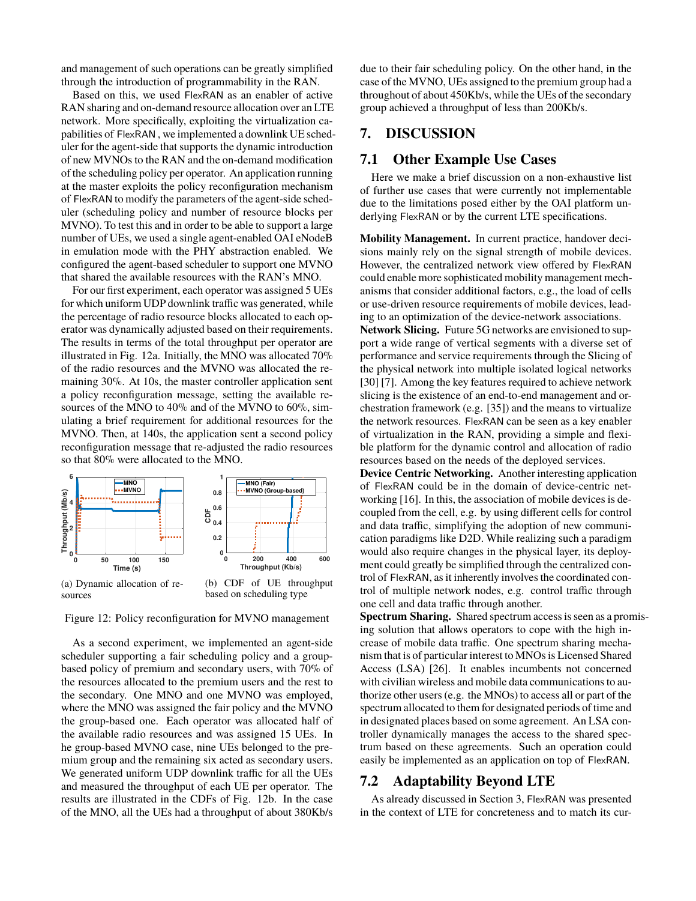and management of such operations can be greatly simplified through the introduction of programmability in the RAN.

Based on this, we used FlexRAN as an enabler of active RAN sharing and on-demand resource allocation over an LTE network. More specifically, exploiting the virtualization capabilities of FlexRAN , we implemented a downlink UE scheduler for the agent-side that supports the dynamic introduction of new MVNOs to the RAN and the on-demand modification of the scheduling policy per operator. An application running at the master exploits the policy reconfiguration mechanism of FlexRAN to modify the parameters of the agent-side scheduler (scheduling policy and number of resource blocks per MVNO). To test this and in order to be able to support a large number of UEs, we used a single agent-enabled OAI eNodeB in emulation mode with the PHY abstraction enabled. We configured the agent-based scheduler to support one MVNO that shared the available resources with the RAN's MNO.

For our first experiment, each operator was assigned 5 UEs for which uniform UDP downlink traffic was generated, while the percentage of radio resource blocks allocated to each operator was dynamically adjusted based on their requirements. The results in terms of the total throughput per operator are illustrated in Fig. 12a. Initially, the MNO was allocated 70% of the radio resources and the MVNO was allocated the remaining 30%. At 10s, the master controller application sent a policy reconfiguration message, setting the available resources of the MNO to 40% and of the MVNO to 60%, simulating a brief requirement for additional resources for the MVNO. Then, at 140s, the application sent a second policy reconfiguration message that re-adjusted the radio resources so that 80% were allocated to the MNO.

(a) Dynamic allocation of resources

(b) CDF of UE throughput based on scheduling type

Figure 12: Policy reconfiguration for MVNO management

As a second experiment, we implemented an agent-side scheduler supporting a fair scheduling policy and a group-based policy of premium and secondary users, with 70% of the resources allocated to the premium users and the rest to the secondary. One MNO and one MVNO was employed, where the MNO was assigned the fair policy and the MVNO the group-based one. Each operator was allocated half of the available radio resources and was assigned 15 UEs. In he group-based MVNO case, nine UEs belonged to the premium group and the remaining six acted as secondary users. We generated uniform UDP downlink traffic for all the UEs and measured the throughput of each UE per operator. The results are illustrated in the CDFs of Fig. 12b. In the case of the MNO, all the UEs had a throughput of about 380Kb/s due to their fair scheduling policy. On the other hand, in the case of the MVNO, UEs assigned to the premium group had a throughput of about 450Kb/s, while the UEs of the secondary group achieved a throughput of less than 200Kb/s.

# 7. DISCUSSION

## 7.1 Other Example Use Cases

Here we make a brief discussion on a non-exhaustive list of further use cases that were currently not implementable due to the limitations posed either by the OAI platform underlying FlexRAN or by the current LTE specifications.

**Mobility Management.** In current practice, handover decisions mainly rely on the signal strength of mobile devices. However, the centralized network view offered by FlexRAN could enable more sophisticated mobility management mechanisms that consider additional factors, e.g., the load of cells or use-driven resource requirements of mobile devices, leading to an optimization of the device-network associations.

**Network Slicing.** Future 5G networks are envisioned to support a wide range of vertical segments with a diverse set of performance and service requirements through the Slicing of the physical network into multiple isolated logical networks [30] [7]. Among the key features required to achieve network slicing is the existence of an end-to-end management and orchestration framework (e.g. [35]) and the means to virtualize the network resources. FlexRAN can be seen as a key enabler of virtualization in the RAN, providing a simple and flexible platform for the dynamic control and allocation of radio resources based on the needs of the deployed services.

**Device Centric Networking.** Another interesting application of FlexRAN could be in the domain of device-centric networking [16]. In this, the association of mobile devices is decoupled from the cell, e.g. by using different cells for control and data traffic, simplifying the adoption of new communication paradigms like D2D. While realizing such a paradigm would also require changes in the physical layer, its deployment could greatly be simplified through the centralized control of FlexRAN, as it inherently involves the coordinated control of multiple network nodes, e.g. control traffic through one cell and data traffic through another.

**Spectrum Sharing.** Shared spectrum access is seen as a promising solution that allows operators to cope with the high increase of mobile data traffic. One spectrum sharing mechanism that is of particular interest to MNOs is Licensed Shared Access (LSA) [26]. It enables incumbents not concerned with civilian wireless and mobile data communications to authorize other users (e.g. the MNOs) to access all or part of the spectrum allocated to them for designated periods of time and in designated places based on some agreement. An LSA controller dynamically manages the access to the shared spectrum based on these agreements. Such an operation could easily be implemented as an application on top of FlexRAN.

## 7.2 Adaptability Beyond LTE

As already discussed in Section 3, FlexRAN was presented in the context of LTE for concreteness and to match its cur-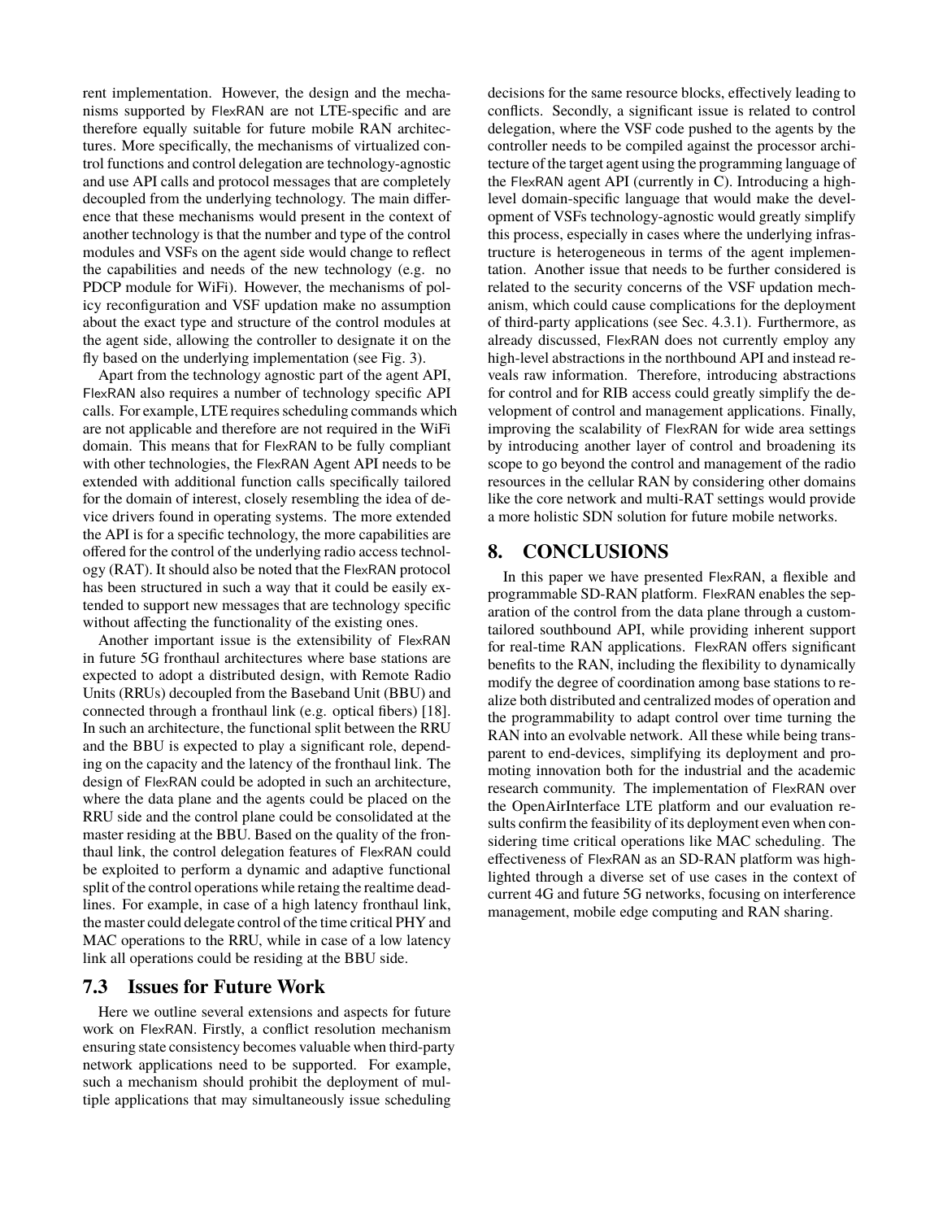rent implementation. However, the design and the mechanisms supported by FlexRAN are not LTE-specific and are therefore equally suitable for future mobile RAN architectures. More specifically, the mechanisms of virtualized control functions and control delegation are technology-agnostic and use API calls and protocol messages that are completely decoupled from the underlying technology. The main difference that these mechanisms would present in the context of another technology is that the number and type of the control modules and VSFs on the agent side would change to reflect the capabilities and needs of the new technology (e.g. no PDCP module for WiFi). However, the mechanisms of policy reconfiguration and VSF updation make no assumption about the exact type and structure of the control modules at the agent side, allowing the controller to designate it on the fly based on the underlying implementation (see Fig. 3).

Apart from the technology agnostic part of the agent API, FlexRAN also requires a number of technology specific API calls. For example, LTE requires scheduling commands which are not applicable and therefore are not required in the WiFi domain. This means that for FlexRAN to be fully compliant with other technologies, the FlexRAN Agent API needs to be extended with additional function calls specifically tailored for the domain of interest, closely resembling the idea of device drivers found in operating systems. The more extended the API is for a specific technology, the more capabilities are offered for the control of the underlying radio access technology (RAT). It should also be noted that the FlexRAN protocol has been structured in such a way that it could be easily extended to support new messages that are technology specific without affecting the functionality of the existing ones.

Another important issue is the extensibility of FlexRAN in future 5G fronthaul architectures where base stations are expected to adopt a distributed design, with Remote Radio Units (RRUs) decoupled from the Baseband Unit (BBU) and connected through a fronthaul link (e.g. optical fibers) [18]. In such an architecture, the functional split between the RRU and the BBU is expected to play a significant role, depending on the capacity and the latency of the fronthaul link. The design of FlexRAN could be adopted in such an architecture, where the data plane and the agents could be placed on the RRU side and the control plane could be consolidated at the master residing at the BBU. Based on the quality of the fronthaul link, the control delegation features of FlexRAN could be exploited to perform a dynamic and adaptive functional split of the control operations while retaing the realtime deadlines. For example, in case of a high latency fronthaul link, the master could delegate control of the time critical PHY and MAC operations to the RRU, while in case of a low latency link all operations could be residing at the BBU side.

### 7.3 Issues for Future Work

Here we outline several extensions and aspects for future work on FlexRAN. Firstly, a conflict resolution mechanism ensuring state consistency becomes valuable when third-party network applications need to be supported. For example, such a mechanism should prohibit the deployment of multiple applications that may simultaneously issue scheduling decisions for the same resource blocks, effectively leading to conflicts. Secondly, a significant issue is related to control delegation, where the VSF code pushed to the agents by the controller needs to be compiled against the processor architecture of the target agent using the programming language of the FlexRAN agent API (currently in C). Introducing a high-level domain-specific language that would make the development of VSFs technology-agnostic would greatly simplify this process, especially in cases where the underlying infrastructure is heterogeneous in terms of the agent implementation. Another issue that needs to be further considered is related to the security concerns of the VSF updation mechanism, which could cause complications for the deployment of third-party applications (see Sec. 4.3.1). Furthermore, as already discussed, FlexRAN does not currently employ any high-level abstractions in the northbound API and instead reveals raw information. Therefore, introducing abstractions for control and for RIB access could greatly simplify the development of control and management applications. Finally, improving the scalability of FlexRAN for wide area settings by introducing another layer of control and broadening its scope to go beyond the control and management of the radio resources in the cellular RAN by considering other domains like the core network and multi-RAT settings would provide a more holistic SDN solution for future mobile networks.

## 8. CONCLUSIONS

In this paper we have presented FlexRAN, a flexible and programmable SD-RAN platform. FlexRAN enables the separation of the control from the data plane through a custom-tailored southbound API, while providing inherent support for real-time RAN applications. FlexRAN offers significant benefits to the RAN, including the flexibility to dynamically modify the degree of coordination among base stations to realize both distributed and centralized modes of operation and the programmability to adapt control over time turning the RAN into an evolvable network. All these while being transparent to end-devices, simplifying its deployment and promoting innovation both for the industrial and the academic research community. The implementation of FlexRAN over the OpenAirInterface LTE platform and our evaluation results confirm the feasibility of its deployment even when considering time critical operations like MAC scheduling. The effectiveness of FlexRAN as an SD-RAN platform was highlighted through a diverse set of use cases in the context of current 4G and future 5G networks, focusing on interference management, mobile edge computing and RAN sharing.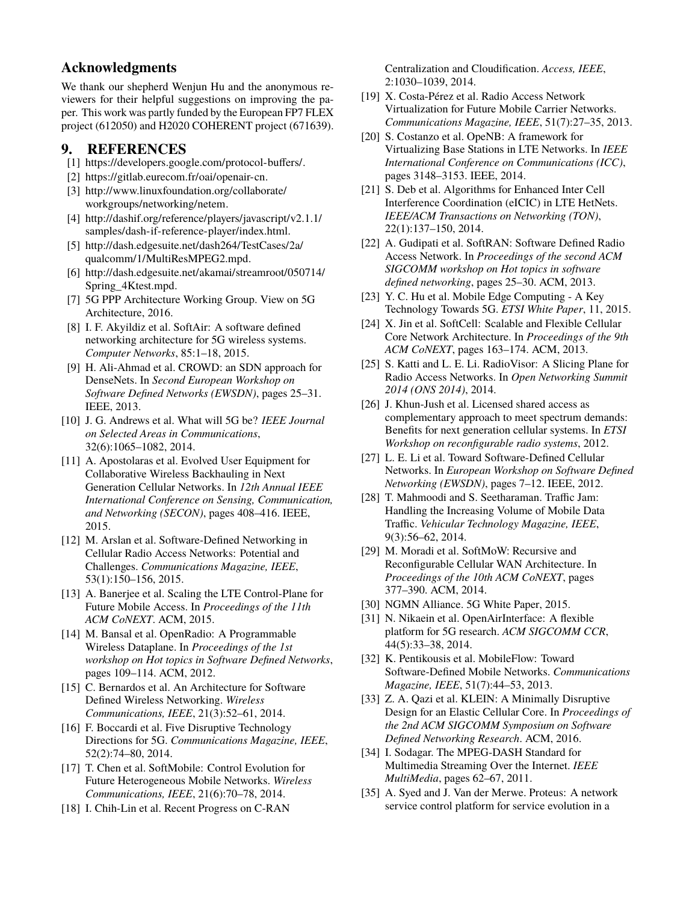## Acknowledgments

We thank our shepherd Wenjun Hu and the anonymous reviewers for their helpful suggestions on improving the paper. This work was partly funded by the European FP7 FLEX project (612050) and H2020 COHERENT project (671639).

## 9. REFERENCES

[1] https://developers.google.com/protocol-buffers/.

[2] https://gitlab.eurecom.fr/oai/openair-cn.

[3] http://www.linuxfoundation.org/collaborate/workgroups/networking/netem.

[4] http://dashif.org/reference/players/javascript/v2.1.1/samples/dash-if-reference-player/index.html.

[5] http://dash.edgesuite.net/dash264/TestCases/2a/qualcomm/1/MultiResMPEG2.mpd.

[6] http://dash.edgesuite.net/akamai/streamroot/050714/Spring_4Ktest.mpd.

[7] 5G PPP Architecture Working Group. View on 5G Architecture, 2016.

[8] I. F. Akyildiz et al. SoftAir: A software defined networking architecture for 5G wireless systems. *Computer Networks*, 85:1–18, 2015.

[9] H. Ali-Ahmad et al. CROWD: an SDN approach for DenseNets. In *Second European Workshop on Software Defined Networks (EWSDN)*, pages 25–31. IEEE, 2013.

[10] J. G. Andrews et al. What will 5G be? *IEEE Journal on Selected Areas in Communications*, 32(6):1065–1082, 2014.

[11] A. Apostolaras et al. Evolved User Equipment for Collaborative Wireless Backhauling in Next Generation Cellular Networks. In *12th Annual IEEE International Conference on Sensing, Communication, and Networking (SECON)*, pages 408–416. IEEE, 2015.

[12] M. Arslan et al. Software-Defined Networking in Cellular Radio Access Networks: Potential and Challenges. *Communications Magazine, IEEE*, 53(1):150–156, 2015.

[13] A. Banerjee et al. Scaling the LTE Control-Plane for Future Mobile Access. In *Proceedings of the 11th ACM CoNEXT*. ACM, 2015.

[14] M. Bansal et al. OpenRadio: A Programmable Wireless Dataplane. In *Proceedings of the 1st workshop on Hot topics in Software Defined Networks*, pages 109–114. ACM, 2012.

[15] C. Bernardos et al. An Architecture for Software Defined Wireless Networking. *Wireless Communications, IEEE*, 21(3):52–61, 2014.

[16] F. Boccardi et al. Five Disruptive Technology Directions for 5G. *Communications Magazine, IEEE*, 52(2):74–80, 2014.

[17] T. Chen et al. SoftMobile: Control Evolution for Future Heterogeneous Mobile Networks. *Wireless Communications, IEEE*, 21(6):70–78, 2014.

[18] I. Chih-Lin et al. Recent Progress on C-RAN Centralization and Cloudification. *Access, IEEE*, 2:1030–1039, 2014.

[19] X. Costa-Pérez et al. Radio Access Network Virtualization for Future Mobile Carrier Networks. *Communications Magazine, IEEE*, 51(7):27–35, 2013.

[20] S. Costanzo et al. OpeNB: A framework for Virtualizing Base Stations in LTE Networks. In *IEEE International Conference on Communications (ICC)*, pages 3148–3153. IEEE, 2014.

[21] S. Deb et al. Algorithms for Enhanced Inter Cell Interference Coordination (eICIC) in LTE HetNets. *IEEE/ACM Transactions on Networking (TON)*, 22(1):137–150, 2014.

[22] A. Gudipati et al. SoftRAN: Software Defined Radio Access Network. In *Proceedings of the second ACM SIGCOMM workshop on Hot topics in software defined networking*, pages 25–30. ACM, 2013.

[23] Y. C. Hu et al. Mobile Edge Computing - A Key Technology Towards 5G. *ETSI White Paper*, 11, 2015.

[24] X. Jin et al. SoftCell: Scalable and Flexible Cellular Core Network Architecture. In *Proceedings of the 9th ACM CoNEXT*, pages 163–174. ACM, 2013.

[25] S. Katti and L. E. Li. RadioVisor: A Slicing Plane for Radio Access Networks. In *Open Networking Summit 2014 (ONS 2014)*, 2014.

[26] J. Khun-Jush et al. Licensed shared access as complementary approach to meet spectrum demands: Benefits for next generation cellular systems. In *ETSI Workshop on reconfigurable radio systems*, 2012.

[27] L. E. Li et al. Toward Software-Defined Cellular Networks. In *European Workshop on Software Defined Networking (EWSDN)*, pages 7–12. IEEE, 2012.

[28] T. Mahmoodi and S. Seetharaman. Traffic Jam: Handling the Increasing Volume of Mobile Data Traffic. *Vehicular Technology Magazine, IEEE*, 9(3):56–62, 2014.

[29] M. Moradi et al. SoftMoW: Recursive and Reconfigurable Cellular WAN Architecture. In *Proceedings of the 10th ACM CoNEXT*, pages 377–390. ACM, 2014.

[30] NGMN Alliance. 5G White Paper, 2015.

[31] N. Nikaein et al. OpenAirInterface: A flexible platform for 5G research. *ACM SIGCOMM CCR*, 44(5):33–38, 2014.

[32] K. Pentikousis et al. MobileFlow: Toward Software-Defined Mobile Networks. *Communications Magazine, IEEE*, 51(7):44–53, 2013.

[33] Z. A. Qazi et al. KLEIN: A Minimally Disruptive Design for an Elastic Cellular Core. In *Proceedings of the 2nd ACM SIGCOMM Symposium on Software Defined Networking Research*. ACM, 2016.

[34] I. Sodagar. The MPEG-DASH Standard for Multimedia Streaming Over the Internet. *IEEE MultiMedia*, pages 62–67, 2011.

[35] A. Syed and J. Van der Merwe. Proteus: A network service control platform for service evolution in a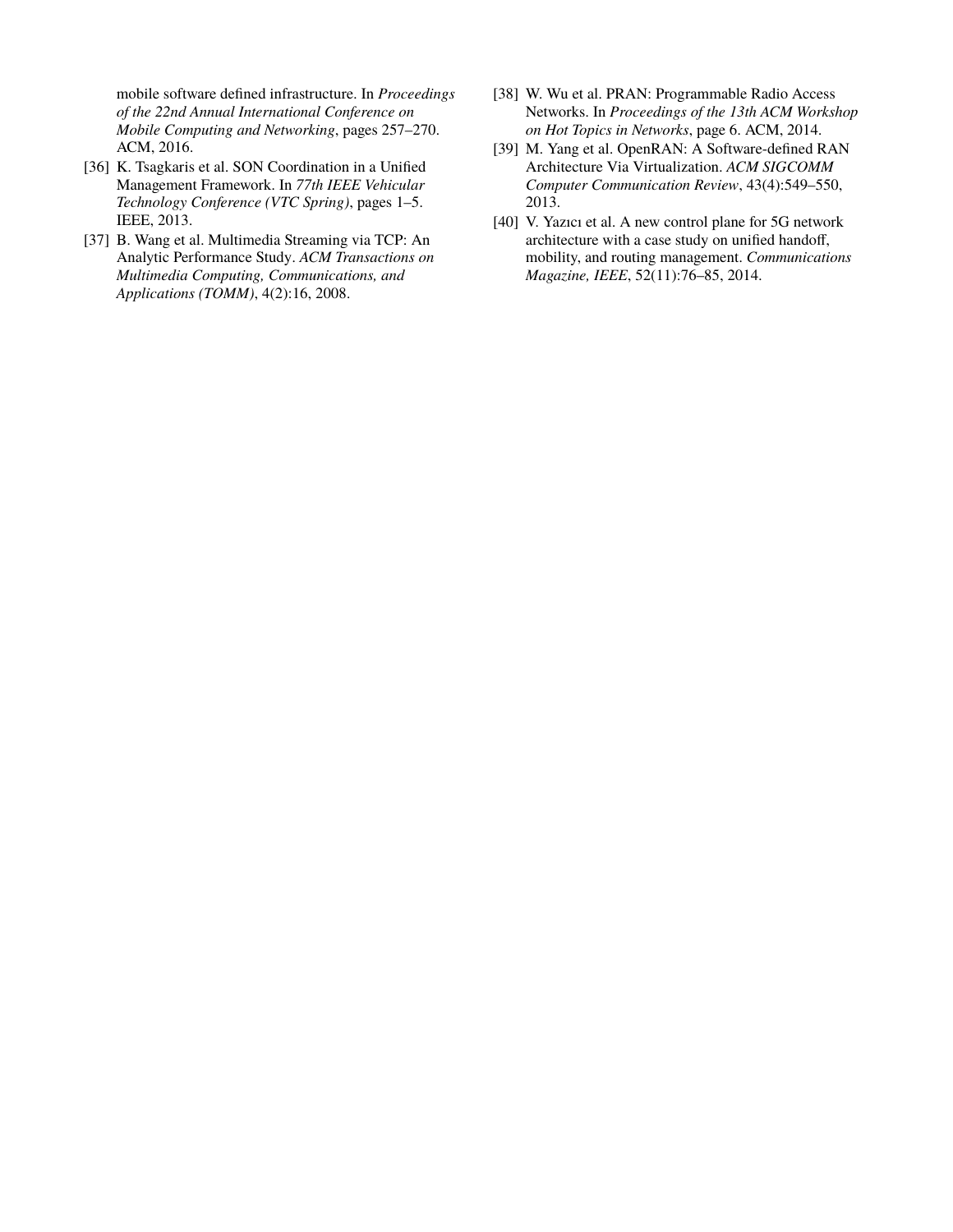mobile software defined infrastructure. In *Proceedings of the 22nd Annual International Conference on Mobile Computing and Networking*, pages 257–270. ACM, 2016.

[36] K. Tsagkaris et al. SON Coordination in a Unified Management Framework. In *77th IEEE Vehicular Technology Conference (VTC Spring)*, pages 1–5. IEEE, 2013.

[37] B. Wang et al. Multimedia Streaming via TCP: An Analytic Performance Study. *ACM Transactions on Multimedia Computing, Communications, and Applications (TOMM)*, 4(2):16, 2008.

[38] W. Wu et al. PRAN: Programmable Radio Access Networks. In *Proceedings of the 13th ACM Workshop on Hot Topics in Networks*, page 6. ACM, 2014.

[39] M. Yang et al. OpenRAN: A Software-defined RAN Architecture Via Virtualization. *ACM SIGCOMM Computer Communication Review*, 43(4):549–550, 2013.

[40] V. Yazıcı et al. A new control plane for 5G network architecture with a case study on unified handoff, mobility, and routing management. *Communications Magazine, IEEE*, 52(11):76–85, 2014.